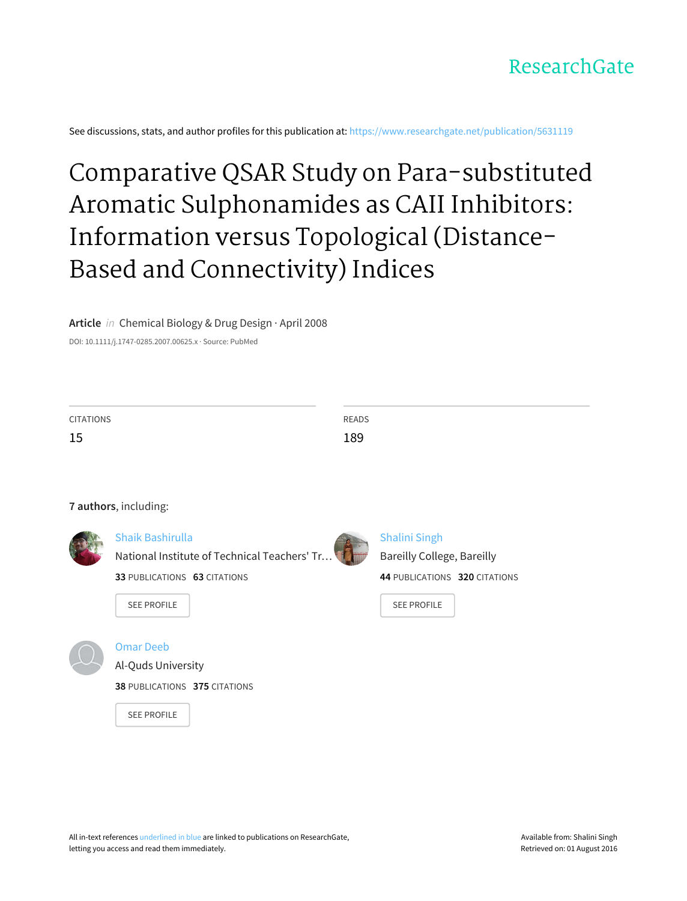ResearchGate

See discussions, stats, and author profiles for this publication at: https://www.researchgate.net/publication/5631119

# Comparative QSAR Study on Para-substituted Aromatic Sulphonamides as CAII Inhibitors: Information versus Topological (Distance-Based and Connectivity) Indices

**Article** *in* Chemical Biology & Drug Design · April 2008

DOI: 10.1111/j.1747-0285.2007.00625.x · Source: PubMed

| CITATIONS | READS |
| --- | --- |
| 15 | 189 |

**7 authors**, including:

Shaik Bashirulla
National Institute of Technical Teachers' Tr…
**33** PUBLICATIONS **63** CITATIONS
SEE PROFILE

Shalini Singh
Bareilly College, Bareilly
**44** PUBLICATIONS **320** CITATIONS
SEE PROFILE

Omar Deeb
Al-Quds University
**38** PUBLICATIONS **375** CITATIONS
SEE PROFILE

All in-text references underlined in blue are linked to publications on ResearchGate, letting you access and read them immediately.

Available from: Shalini Singh
Retrieved on: 01 August 2016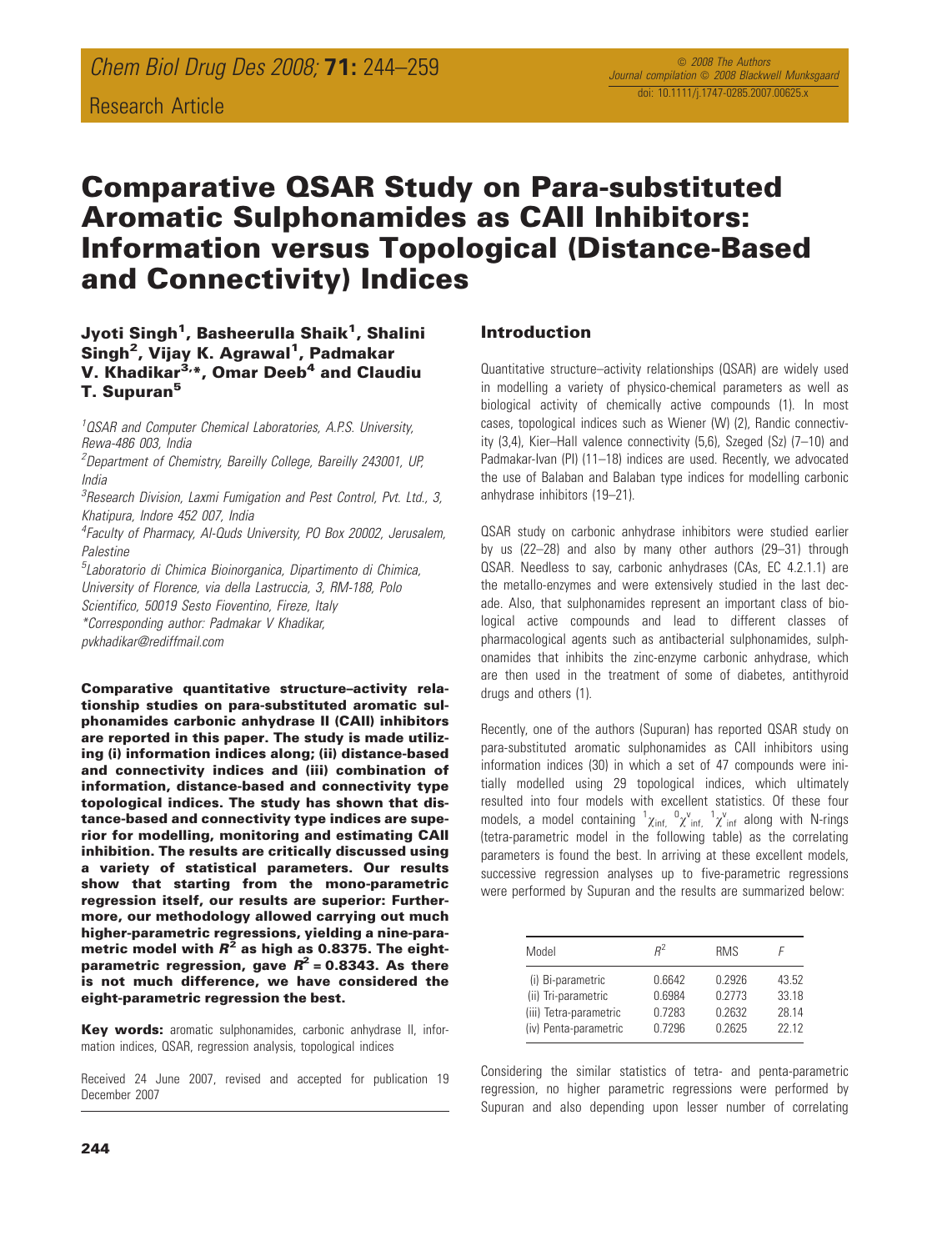Research Article

# Comparative QSAR Study on Para-substituted Aromatic Sulphonamides as CAII Inhibitors: Information versus Topological (Distance-Based and Connectivity) Indices

**Jyoti Singh[1], Basheerulla Shaik[1], Shalini Singh[2], Vijay K. Agrawal[1], Padmakar V. Khadikar[3,*], Omar Deeb[4] and Claudiu T. Supuran[5]**

[1]QSAR and Computer Chemical Laboratories, A.P.S. University, Rewa-486 003, India
[2]Department of Chemistry, Bareilly College, Bareilly 243001, UP, India
[3]Research Division, Laxmi Fumigation and Pest Control, Pvt. Ltd., 3, Khatipura, Indore 452 007, India
[4]Faculty of Pharmacy, Al-Quds University, PO Box 20002, Jerusalem, Palestine
[5]Laboratorio di Chimica Bioinorganica, Dipartimento di Chimica, University of Florence, via della Lastruccia, 3, RM-188, Polo Scientifico, 50019 Sesto Fioventino, Fireze, Italy
*Corresponding author: Padmakar V Khadikar, pvkhadikar@rediffmail.com

**Comparative quantitative structure–activity relationship studies on para-substituted aromatic sulphonamides carbonic anhydrase II (CAII) inhibitors are reported in this paper. The study is made utilizing (i) information indices along; (ii) distance-based and connectivity indices and (iii) combination of information, distance-based and connectivity type topological indices. The study has shown that distance-based and connectivity type indices are superior for modelling, monitoring and estimating CAII inhibition. The results are critically discussed using a variety of statistical parameters. Our results show that starting from the mono-parametric regression itself, our results are superior: Furthermore, our methodology allowed carrying out much higher-parametric regressions, yielding a nine-parametric model with $R^2$ as high as 0.8375. The eight-parametric regression, gave $R^2$ = 0.8343. As there is not much difference, we have considered the eight-parametric regression the best.**

**Key words:** aromatic sulphonamides, carbonic anhydrase II, information indices, QSAR, regression analysis, topological indices

Received 24 June 2007, revised and accepted for publication 19 December 2007

## Introduction

Quantitative structure–activity relationships (QSAR) are widely used in modelling a variety of physico-chemical parameters as well as biological activity of chemically active compounds (1). In most cases, topological indices such as Wiener (W) (2), Randic connectivity (3,4), Kier–Hall valence connectivity (5,6), Szeged (Sz) (7–10) and Padmakar-Ivan (PI) (11–18) indices are used. Recently, we advocated the use of Balaban and Balaban type indices for modelling carbonic anhydrase inhibitors (19–21).

QSAR study on carbonic anhydrase inhibitors were studied earlier by us (22–28) and also by many other authors (29–31) through QSAR. Needless to say, carbonic anhydrases (CAs, EC 4.2.1.1) are the metallo-enzymes and were extensively studied in the last decade. Also, that sulphonamides represent an important class of biological active compounds and lead to different classes of pharmacological agents such as antibacterial sulphonamides, sulphonamides that inhibits the zinc-enzyme carbonic anhydrase, which are then used in the treatment of some of diabetes, antithyroid drugs and others (1).

Recently, one of the authors (Supuran) has reported QSAR study on para-substituted aromatic sulphonamides as CAII inhibitors using information indices (30) in which a set of 47 compounds were initially modelled using 29 topological indices, which ultimately resulted into four models with excellent statistics. Of these four models, a model containing ${}^{1}\chi_{inf}$, ${}^{0}\chi^{v}_{inf}$, ${}^{1}\chi^{v}_{inf}$ along with N-rings (tetra-parametric model in the following table) as the correlating parameters is found the best. In arriving at these excellent models, successive regression analyses up to five-parametric regressions were performed by Supuran and the results are summarized below:

| Model | $R^2$ | RMS | F |
|---|---|---|---|
| (i) Bi-parametric | 0.6642 | 0.2926 | 43.52 |
| (ii) Tri-parametric | 0.6984 | 0.2773 | 33.18 |
| (iii) Tetra-parametric | 0.7283 | 0.2632 | 28.14 |
| (iv) Penta-parametric | 0.7296 | 0.2625 | 22.12 |

Considering the similar statistics of tetra- and penta-parametric regression, no higher parametric regressions were performed by Supuran and also depending upon lesser number of correlating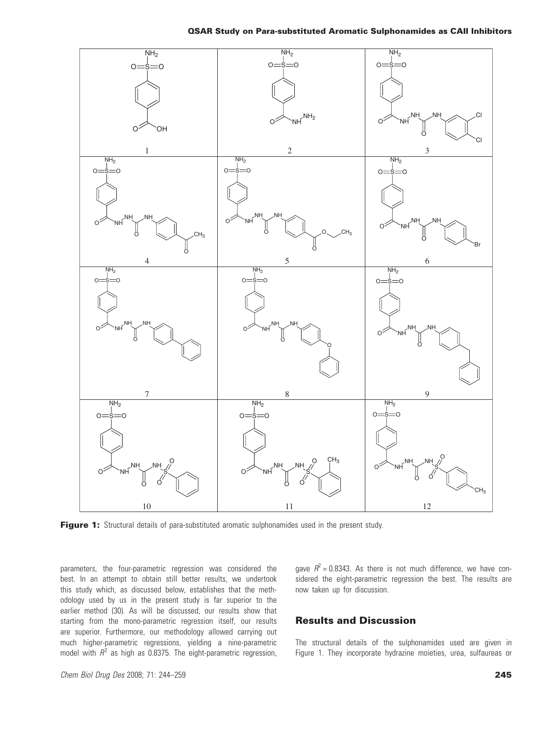**Figure 1:** Structural details of para-substituted aromatic sulphonamides used in the present study.

parameters, the four-parametric regression was considered the best. In an attempt to obtain still better results, we undertook this study which, as discussed below, establishes that the methodology used by us in the present study is far superior to the earlier method (30). As will be discussed, our results show that starting from the mono-parametric regression itself, our results are superior. Furthermore, our methodology allowed carrying out much higher-parametric regressions, yielding a nine-parametric model with $R^2$ as high as 0.8375. The eight-parametric regression, gave $R^2 = 0.8343$. As there is not much difference, we have considered the eight-parametric regression the best. The results are now taken up for discussion.

## Results and Discussion

The structural details of the sulphonamides used are given in Figure 1. They incorporate hydrazine moieties, urea, sulfaureas or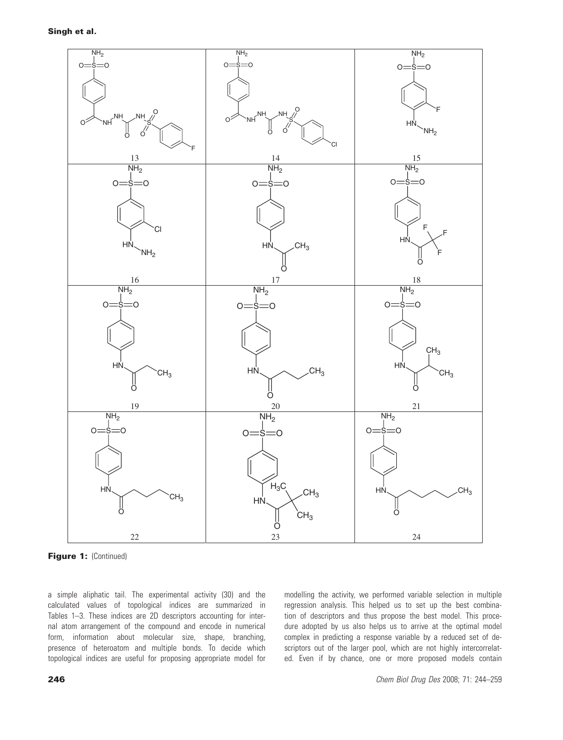**Figure 1:** (Continued)

a simple aliphatic tail. The experimental activity (30) and the calculated values of topological indices are summarized in Tables 1–3. These indices are 2D descriptors accounting for internal atom arrangement of the compound and encode in numerical form, information about molecular size, shape, branching, presence of heteroatom and multiple bonds. To decide which topological indices are useful for proposing appropriate model for modelling the activity, we performed variable selection in multiple regression analysis. This helped us to set up the best combination of descriptors and thus propose the best model. This procedure adopted by us also helps us to arrive at the optimal model complex in predicting a response variable by a reduced set of descriptors out of the larger pool, which are not highly intercorrelated. Even if by chance, one or more proposed models contain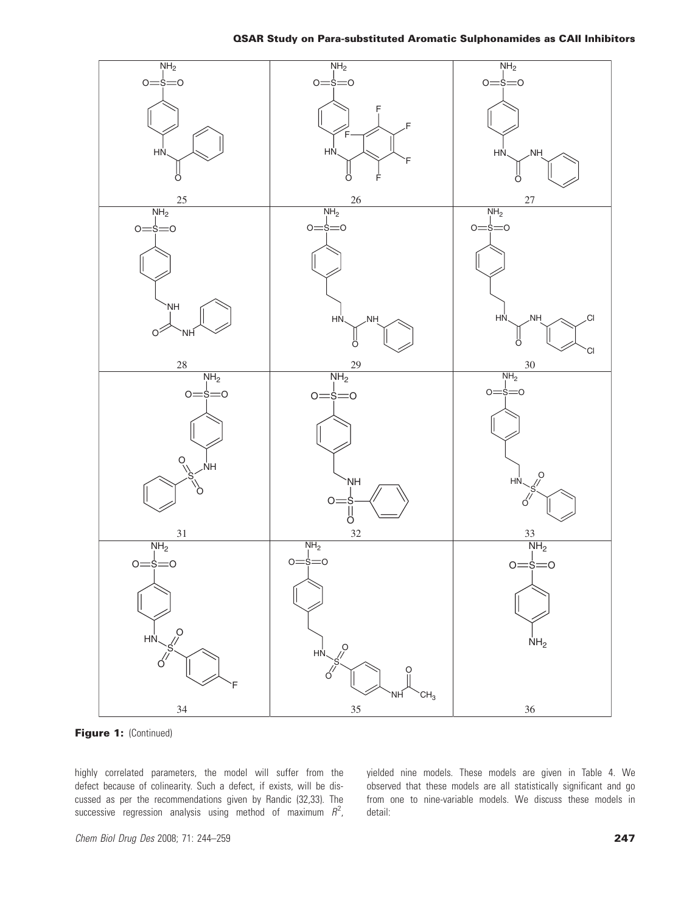25

26

27

28

29

30

31

32

33

34

35

36

**Figure 1:** (Continued)

highly correlated parameters, the model will suffer from the defect because of colinearity. Such a defect, if exists, will be discussed as per the recommendations given by Randic (32,33). The successive regression analysis using method of maximum $R^2$, yielded nine models. These models are given in Table 4. We observed that these models are all statistically significant and go from one to nine-variable models. We discuss these models in detail: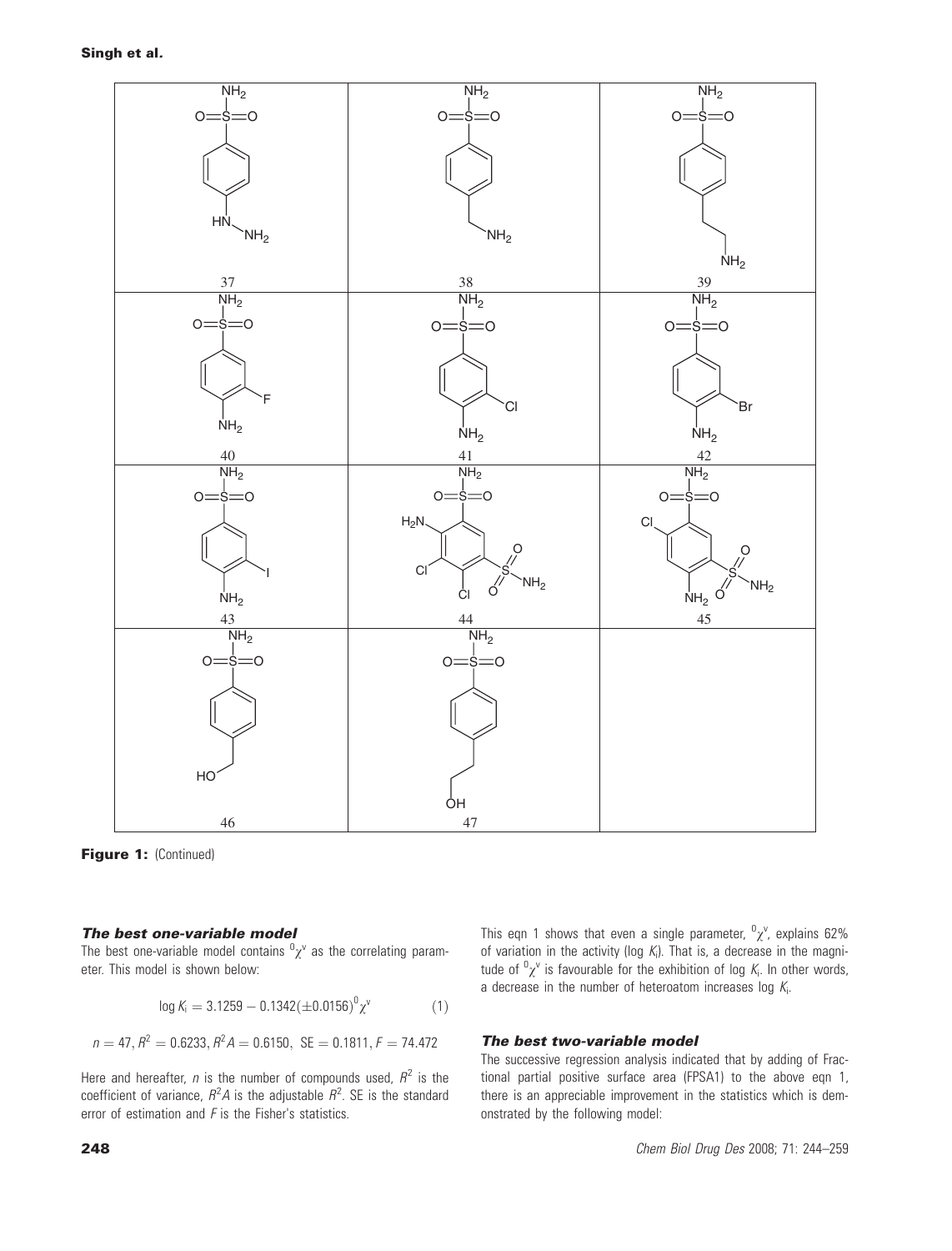Figure 1: (Continued)

### *The best one-variable model*

The best one-variable model contains $^{0}\chi^{v}$ as the correlating parameter. This model is shown below:

$$\log K_i = 3.1259 - 0.1342(\pm 0.0156)^{0}\chi^{v} \quad (1)$$

$$n = 47, R^2 = 0.6233, R^2A = 0.6150, \text{ SE} = 0.1811, F = 74.472$$

Here and hereafter, $n$ is the number of compounds used, $R^2$ is the coefficient of variance, $R^2A$ is the adjustable $R^2$. SE is the standard error of estimation and $F$ is the Fisher's statistics.

This eqn 1 shows that even a single parameter, $^{0}\chi^{v}$, explains 62% of variation in the activity (log $K_i$). That is, a decrease in the magnitude of $^{0}\chi^{v}$ is favourable for the exhibition of log $K_i$. In other words, a decrease in the number of heteroatom increases log $K_i$.

### *The best two-variable model*

The successive regression analysis indicated that by adding of Fractional partial positive surface area (FPSA1) to the above eqn 1, there is an appreciable improvement in the statistics which is demonstrated by the following model: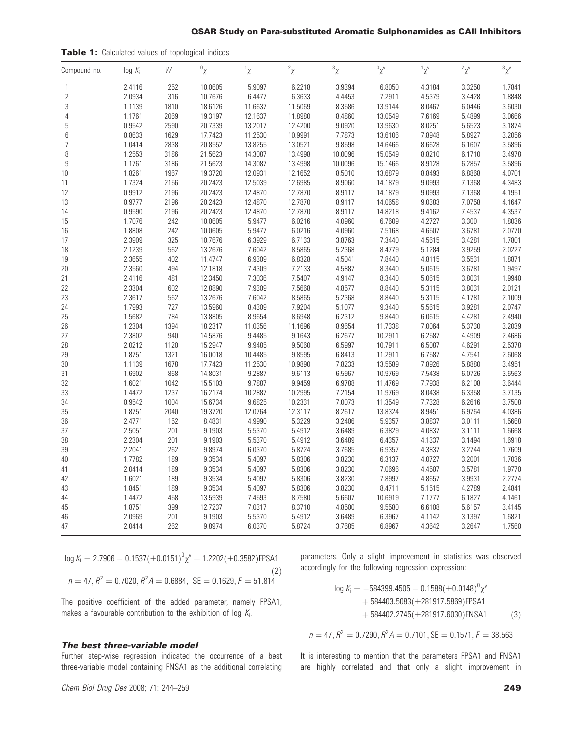**Table 1:** Calculated values of topological indices

| Compound no. | $\log K_i$ | $W$ | $^0\chi$ | $^1\chi$ | $^2\chi$ | $^3\chi$ | $^0\chi^v$ | $^1\chi^v$ | $^2\chi^v$ | $^3\chi^v$ |
|---|---|---|---|---|---|---|---|---|---|---|
| 1 | 2.4116 | 252 | 10.0605 | 5.9097 | 6.2218 | 3.9394 | 6.8050 | 4.3184 | 3.3250 | 1.7841 |
| 2 | 2.0934 | 316 | 10.7676 | 6.4477 | 6.3633 | 4.4453 | 7.2911 | 4.5379 | 3.4428 | 1.8848 |
| 3 | 1.1139 | 1810 | 18.6126 | 11.6637 | 11.5069 | 8.3586 | 13.9144 | 8.0467 | 6.0446 | 3.6030 |
| 4 | 1.1761 | 2069 | 19.3197 | 12.1637 | 11.8980 | 8.4860 | 13.0549 | 7.6169 | 5.4899 | 3.0666 |
| 5 | 0.9542 | 2590 | 20.7339 | 13.2017 | 12.4200 | 9.0920 | 13.9630 | 8.0251 | 5.6523 | 3.1874 |
| 6 | 0.8633 | 1629 | 17.7423 | 11.2530 | 10.9991 | 7.7873 | 13.6106 | 7.8948 | 5.8927 | 3.2056 |
| 7 | 1.0414 | 2838 | 20.8552 | 13.8255 | 13.0521 | 9.8598 | 14.6466 | 8.6628 | 6.1607 | 3.5896 |
| 8 | 1.2553 | 3186 | 21.5623 | 14.3087 | 13.4998 | 10.0096 | 15.0549 | 8.8210 | 6.1710 | 3.4978 |
| 9 | 1.1761 | 3186 | 21.5623 | 14.3087 | 13.4998 | 10.0096 | 15.1466 | 8.9128 | 6.2857 | 3.5896 |
| 10 | 1.8261 | 1967 | 19.3720 | 12.0931 | 12.1652 | 8.5010 | 13.6879 | 8.8493 | 6.8868 | 4.0701 |
| 11 | 1.7324 | 2156 | 20.2423 | 12.5039 | 12.6985 | 8.9060 | 14.1879 | 9.0993 | 7.1368 | 4.3483 |
| 12 | 0.9912 | 2196 | 20.2423 | 12.4870 | 12.7870 | 8.9117 | 14.1879 | 9.0993 | 7.1368 | 4.1951 |
| 13 | 0.9777 | 2196 | 20.2423 | 12.4870 | 12.7870 | 8.9117 | 14.0658 | 9.0383 | 7.0758 | 4.1647 |
| 14 | 0.9590 | 2196 | 20.2423 | 12.4870 | 12.7870 | 8.9117 | 14.8218 | 9.4162 | 7.4537 | 4.3537 |
| 15 | 1.7076 | 242 | 10.0605 | 5.9477 | 6.0216 | 4.0960 | 6.7609 | 4.2727 | 3.300 | 1.8036 |
| 16 | 1.8808 | 242 | 10.0605 | 5.9477 | 6.0216 | 4.0960 | 7.5168 | 4.6507 | 3.6781 | 2.0770 |
| 17 | 2.3909 | 325 | 10.7676 | 6.3929 | 6.7133 | 3.8763 | 7.3440 | 4.5615 | 3.4281 | 1.7801 |
| 18 | 2.1239 | 562 | 13.2676 | 7.6042 | 8.5865 | 5.2368 | 8.4779 | 5.1284 | 3.9259 | 2.0227 |
| 19 | 2.3655 | 402 | 11.4747 | 6.9309 | 6.8328 | 4.5041 | 7.8440 | 4.8115 | 3.5531 | 1.8871 |
| 20 | 2.3560 | 494 | 12.1818 | 7.4309 | 7.2133 | 4.5887 | 8.3440 | 5.0615 | 3.6781 | 1.9497 |
| 21 | 2.4116 | 481 | 12.3450 | 7.3036 | 7.5407 | 4.9147 | 8.3440 | 5.0615 | 3.8031 | 1.9940 |
| 22 | 2.3304 | 602 | 12.8890 | 7.9309 | 7.5668 | 4.8577 | 8.8440 | 5.3115 | 3.8031 | 2.0121 |
| 23 | 2.3617 | 562 | 13.2676 | 7.6042 | 8.5865 | 5.2368 | 8.8440 | 5.3115 | 4.1781 | 2.1009 |
| 24 | 1.7993 | 727 | 13.5960 | 8.4309 | 7.9204 | 5.1077 | 9.3440 | 5.5615 | 3.9281 | 2.0747 |
| 25 | 1.5682 | 784 | 13.8805 | 8.9654 | 8.6948 | 6.2312 | 9.8440 | 6.0615 | 4.4281 | 2.4940 |
| 26 | 1.2304 | 1394 | 18.2317 | 11.0356 | 11.1696 | 8.9654 | 11.7338 | 7.0064 | 5.3730 | 3.2039 |
| 27 | 2.3802 | 940 | 14.5876 | 9.4485 | 9.1643 | 6.2677 | 10.2911 | 6.2587 | 4.4909 | 2.4686 |
| 28 | 2.0212 | 1120 | 15.2947 | 9.9485 | 9.5060 | 6.5997 | 10.7911 | 6.5087 | 4.6291 | 2.5378 |
| 29 | 1.8751 | 1321 | 16.0018 | 10.4485 | 9.8595 | 6.8413 | 11.2911 | 6.7587 | 4.7541 | 2.6068 |
| 30 | 1.1139 | 1678 | 17.7423 | 11.2530 | 10.9890 | 7.8233 | 13.5589 | 7.8926 | 5.8880 | 3.4951 |
| 31 | 1.6902 | 868 | 14.8031 | 9.2887 | 9.6113 | 6.5967 | 10.9769 | 7.5438 | 6.0726 | 3.6563 |
| 32 | 1.6021 | 1042 | 15.5103 | 9.7887 | 9.9459 | 6.9788 | 11.4769 | 7.7938 | 6.2108 | 3.6444 |
| 33 | 1.4472 | 1237 | 16.2174 | 10.2887 | 10.2995 | 7.2154 | 11.9769 | 8.0438 | 6.3358 | 3.7135 |
| 34 | 0.9542 | 1004 | 15.6734 | 9.6825 | 10.2331 | 7.0073 | 11.3549 | 7.7328 | 6.2616 | 3.7508 |
| 35 | 1.8751 | 2040 | 19.3720 | 12.0764 | 12.3117 | 8.2617 | 13.8324 | 8.9451 | 6.9764 | 4.0386 |
| 36 | 2.4771 | 152 | 8.4831 | 4.9990 | 5.3229 | 3.2406 | 5.9357 | 3.8837 | 3.0111 | 1.5668 |
| 37 | 2.5051 | 201 | 9.1903 | 5.5370 | 5.4912 | 3.6489 | 6.3829 | 4.0837 | 3.1111 | 1.6668 |
| 38 | 2.2304 | 201 | 9.1903 | 5.5370 | 5.4912 | 3.6489 | 6.4357 | 4.1337 | 3.1494 | 1.6918 |
| 39 | 2.2041 | 262 | 9.8974 | 6.0370 | 5.8724 | 3.7685 | 6.9357 | 4.3837 | 3.2744 | 1.7609 |
| 40 | 1.7782 | 189 | 9.3534 | 5.4097 | 5.8306 | 3.8230 | 6.3137 | 4.0727 | 3.2001 | 1.7036 |
| 41 | 2.0414 | 189 | 9.3534 | 5.4097 | 5.8306 | 3.8230 | 7.0696 | 4.4507 | 3.5781 | 1.9770 |
| 42 | 1.6021 | 189 | 9.3534 | 5.4097 | 5.8306 | 3.8230 | 7.8997 | 4.8657 | 3.9931 | 2.2774 |
| 43 | 1.8451 | 189 | 9.3534 | 5.4097 | 5.8306 | 3.8230 | 8.4711 | 5.1515 | 4.2789 | 2.4841 |
| 44 | 1.4472 | 458 | 13.5939 | 7.4593 | 8.7580 | 5.6607 | 10.6919 | 7.1777 | 6.1827 | 4.1461 |
| 45 | 1.8751 | 399 | 12.7237 | 7.0317 | 8.3710 | 4.8500 | 9.5580 | 6.6108 | 5.6157 | 3.4145 |
| 46 | 2.0969 | 201 | 9.1903 | 5.5370 | 5.4912 | 3.6489 | 6.3967 | 4.1142 | 3.1397 | 1.6821 |
| 47 | 2.0414 | 262 | 9.8974 | 6.0370 | 5.8724 | 3.7685 | 6.8967 | 4.3642 | 3.2647 | 1.7560 |

$$\log K_i = 2.7906 - 0.1537(\pm 0.0151)\,{}^0\chi^v + 1.2202(\pm 0.3582)\text{FPSA1} \tag{2}$$

$$n = 47,\ R^2 = 0.7020,\ R^2A = 0.6884,\ \text{SE} = 0.1629,\ F = 51.814$$

The positive coefficient of the added parameter, namely FPSA1, makes a favourable contribution to the exhibition of $\log K_i$.

### The best three-variable model

Further step-wise regression indicated the occurrence of a best three-variable model containing FNSA1 as the additional correlating parameters. Only a slight improvement in statistics was observed accordingly for the following regression expression:

$$\log K_i = -584399.4505 - 0.1588(\pm 0.0148)\,{}^0\chi^v + 584403.5083(\pm 281917.5869)\text{FPSA1} + 584402.2745(\pm 281917.6030)\text{FNSA1} \tag{3}$$

$$n = 47,\ R^2 = 0.7290,\ R^2A = 0.7101,\ \text{SE} = 0.1571,\ F = 38.563$$

It is interesting to mention that the parameters FPSA1 and FNSA1 are highly correlated and that only a slight improvement in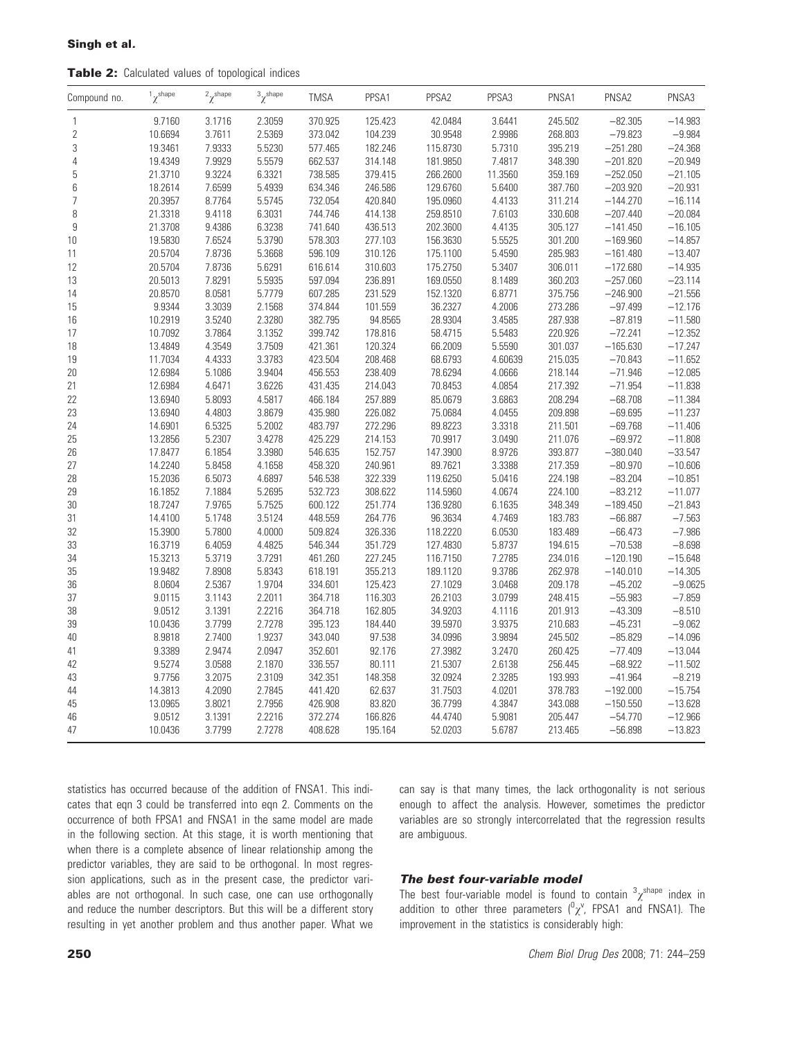**Table 2:** Calculated values of topological indices

| Compound no. | $^{1}\chi^{shape}$ | $^{2}\chi^{shape}$ | $^{3}\chi^{shape}$ | TMSA | PPSA1 | PPSA2 | PPSA3 | PNSA1 | PNSA2 | PNSA3 |
|---|---|---|---|---|---|---|---|---|---|---|
| 1 | 9.7160 | 3.1716 | 2.3059 | 370.925 | 125.423 | 42.0484 | 3.6441 | 245.502 | −82.305 | −14.983 |
| 2 | 10.6694 | 3.7611 | 2.5369 | 373.042 | 104.239 | 30.9548 | 2.9986 | 268.803 | −79.823 | −9.984 |
| 3 | 19.3461 | 7.9333 | 5.5230 | 577.465 | 182.246 | 115.8730 | 5.7310 | 395.219 | −251.280 | −24.368 |
| 4 | 19.4349 | 7.9929 | 5.5579 | 662.537 | 314.148 | 181.9850 | 7.4817 | 348.390 | −201.820 | −20.949 |
| 5 | 21.3710 | 9.3224 | 6.3321 | 738.585 | 379.415 | 266.2600 | 11.3560 | 359.169 | −252.050 | −21.105 |
| 6 | 18.2614 | 7.6599 | 5.4939 | 634.346 | 246.586 | 129.6760 | 5.6400 | 387.760 | −203.920 | −20.931 |
| 7 | 20.3957 | 8.7764 | 5.5745 | 732.054 | 420.840 | 195.0960 | 4.4133 | 311.214 | −144.270 | −16.114 |
| 8 | 21.3318 | 9.4118 | 6.3031 | 744.746 | 414.138 | 259.8510 | 7.6103 | 330.608 | −207.440 | −20.084 |
| 9 | 21.3708 | 9.4386 | 6.3238 | 741.640 | 436.513 | 202.3600 | 4.4135 | 305.127 | −141.450 | −16.105 |
| 10 | 19.5830 | 7.6524 | 5.3790 | 578.303 | 277.103 | 156.3630 | 5.5525 | 301.200 | −169.960 | −14.857 |
| 11 | 20.5704 | 7.8736 | 5.3668 | 596.109 | 310.126 | 175.1100 | 5.4590 | 285.983 | −161.480 | −13.407 |
| 12 | 20.5704 | 7.8736 | 5.6291 | 616.614 | 310.603 | 175.2750 | 5.3407 | 306.011 | −172.680 | −14.935 |
| 13 | 20.5013 | 7.8291 | 5.5935 | 597.094 | 236.891 | 169.0550 | 8.1489 | 360.203 | −257.060 | −23.114 |
| 14 | 20.8570 | 8.0581 | 5.7779 | 607.285 | 231.529 | 152.1320 | 6.8771 | 375.756 | −246.900 | −21.556 |
| 15 | 9.9344 | 3.3039 | 2.1568 | 374.844 | 101.559 | 36.2327 | 4.2006 | 273.286 | −97.499 | −12.176 |
| 16 | 10.2919 | 3.5240 | 2.3280 | 382.795 | 94.8565 | 28.9304 | 3.4585 | 287.938 | −87.819 | −11.580 |
| 17 | 10.7092 | 3.7864 | 3.1352 | 399.742 | 178.816 | 58.4715 | 5.5483 | 220.926 | −72.241 | −12.352 |
| 18 | 13.4849 | 4.3549 | 3.7509 | 421.361 | 120.324 | 66.2009 | 5.5590 | 301.037 | −165.630 | −17.247 |
| 19 | 11.7034 | 4.4333 | 3.3783 | 423.504 | 208.468 | 68.6793 | 4.60639 | 215.035 | −70.843 | −11.652 |
| 20 | 12.6984 | 5.1086 | 3.9404 | 456.553 | 238.409 | 78.6294 | 4.0666 | 218.144 | −71.946 | −12.085 |
| 21 | 12.6984 | 4.6471 | 3.6226 | 431.435 | 214.043 | 70.8453 | 4.0854 | 217.392 | −71.954 | −11.838 |
| 22 | 13.6940 | 5.8093 | 4.5817 | 466.184 | 257.889 | 85.0679 | 3.6863 | 208.294 | −68.708 | −11.384 |
| 23 | 13.6940 | 4.4803 | 3.8679 | 435.980 | 226.082 | 75.0684 | 4.0455 | 209.898 | −69.695 | −11.237 |
| 24 | 14.6901 | 6.5325 | 5.2002 | 483.797 | 272.296 | 89.8223 | 3.3318 | 211.501 | −69.768 | −11.406 |
| 25 | 13.2856 | 5.2307 | 3.4278 | 425.229 | 214.153 | 70.9917 | 3.0490 | 211.076 | −69.972 | −11.808 |
| 26 | 17.8477 | 6.1854 | 3.3980 | 546.635 | 152.757 | 147.3900 | 8.9726 | 393.877 | −380.040 | −33.547 |
| 27 | 14.2240 | 5.8458 | 4.1658 | 458.320 | 240.961 | 89.7621 | 3.3388 | 217.359 | −80.970 | −10.606 |
| 28 | 15.2036 | 6.5073 | 4.6897 | 546.538 | 322.339 | 119.6250 | 5.0416 | 224.198 | −83.204 | −10.851 |
| 29 | 16.1852 | 7.1884 | 5.2695 | 532.723 | 308.622 | 114.5960 | 4.0674 | 224.100 | −83.212 | −11.077 |
| 30 | 18.7247 | 7.9765 | 5.7525 | 600.122 | 251.774 | 136.9280 | 6.1635 | 348.349 | −189.450 | −21.843 |
| 31 | 14.4100 | 5.1748 | 3.5124 | 448.559 | 264.776 | 96.3634 | 4.7469 | 183.783 | −66.887 | −7.563 |
| 32 | 15.3900 | 5.7800 | 4.0000 | 509.824 | 326.336 | 118.2220 | 6.0530 | 183.489 | −66.473 | −7.986 |
| 33 | 16.3719 | 6.4059 | 4.4825 | 546.344 | 351.729 | 127.4830 | 5.8737 | 194.615 | −70.538 | −8.698 |
| 34 | 15.3213 | 5.3719 | 3.7291 | 461.260 | 227.245 | 116.7150 | 7.2785 | 234.016 | −120.190 | −15.648 |
| 35 | 19.9482 | 7.8908 | 5.8343 | 618.191 | 355.213 | 189.1120 | 9.3786 | 262.978 | −140.010 | −14.305 |
| 36 | 8.0604 | 2.5367 | 1.9704 | 334.601 | 125.423 | 27.1029 | 3.0468 | 209.178 | −45.202 | −9.0625 |
| 37 | 9.0115 | 3.1143 | 2.2011 | 364.718 | 116.303 | 26.2103 | 3.0799 | 248.415 | −55.983 | −7.859 |
| 38 | 9.0512 | 3.1391 | 2.2216 | 364.718 | 162.805 | 34.9203 | 4.1116 | 201.913 | −43.309 | −8.510 |
| 39 | 10.0436 | 3.7799 | 2.7278 | 395.123 | 184.440 | 39.5970 | 3.9375 | 210.683 | −45.231 | −9.062 |
| 40 | 8.9818 | 2.7400 | 1.9237 | 343.040 | 97.538 | 34.0996 | 3.9894 | 245.502 | −85.829 | −14.096 |
| 41 | 9.3389 | 2.9474 | 2.0947 | 352.601 | 92.176 | 27.3982 | 3.2470 | 260.425 | −77.409 | −13.044 |
| 42 | 9.5274 | 3.0588 | 2.1870 | 336.557 | 80.111 | 21.5307 | 2.6138 | 256.445 | −68.922 | −11.502 |
| 43 | 9.7756 | 3.2075 | 2.3109 | 342.351 | 148.358 | 32.0924 | 2.3285 | 193.993 | −41.964 | −8.219 |
| 44 | 14.3813 | 4.2090 | 2.7845 | 441.420 | 62.637 | 31.7503 | 4.0201 | 378.783 | −192.000 | −15.754 |
| 45 | 13.0965 | 3.8021 | 2.7956 | 426.908 | 83.820 | 36.7799 | 4.3847 | 343.088 | −150.550 | −13.628 |
| 46 | 9.0512 | 3.1391 | 2.2216 | 372.274 | 166.826 | 44.4740 | 5.9081 | 205.447 | −54.770 | −12.966 |
| 47 | 10.0436 | 3.7799 | 2.7278 | 408.628 | 195.164 | 52.0203 | 5.6787 | 213.465 | −56.898 | −13.823 |

statistics has occurred because of the addition of FNSA1. This indicates that eqn 3 could be transferred into eqn 2. Comments on the occurrence of both FPSA1 and FNSA1 in the same model are made in the following section. At this stage, it is worth mentioning that when there is a complete absence of linear relationship among the predictor variables, they are said to be orthogonal. In most regression applications, such as in the present case, the predictor variables are not orthogonal. In such case, one can use orthogonally and reduce the number descriptors. But this will be a different story resulting in yet another problem and thus another paper. What we can say is that many times, the lack orthogonality is not serious enough to affect the analysis. However, sometimes the predictor variables are so strongly intercorrelated that the regression results are ambiguous.

### The best four-variable model

The best four-variable model is found to contain $^{3}\chi^{shape}$ index in addition to other three parameters ($^{0}\chi^{v}$, FPSA1 and FNSA1). The improvement in the statistics is considerably high: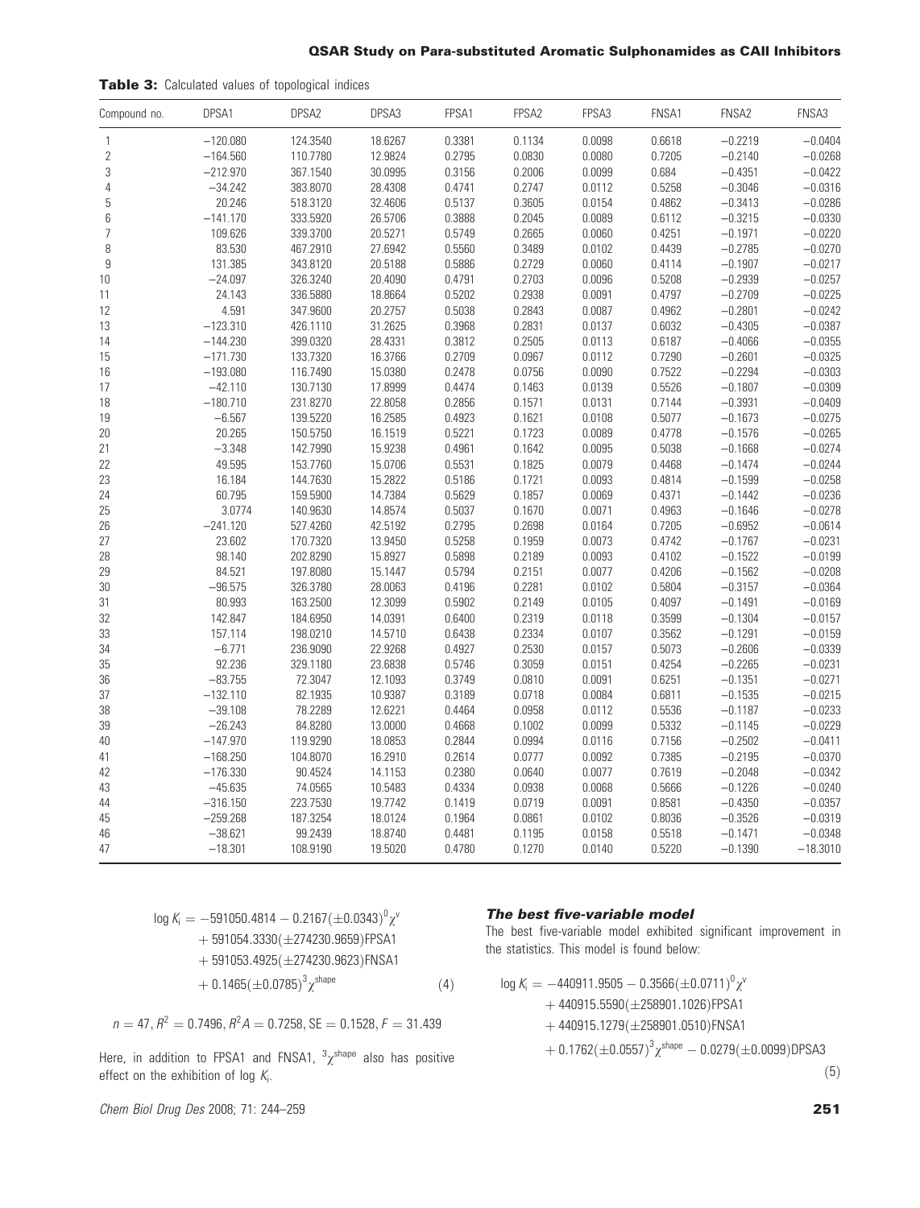**Table 3:** Calculated values of topological indices

| Compound no. | DPSA1 | DPSA2 | DPSA3 | FPSA1 | FPSA2 | FPSA3 | FNSA1 | FNSA2 | FNSA3 |
|---|---|---|---|---|---|---|---|---|---|
| 1 | −120.080 | 124.3540 | 18.6267 | 0.3381 | 0.1134 | 0.0098 | 0.6618 | −0.2219 | −0.0404 |
| 2 | −164.560 | 110.7780 | 12.9824 | 0.2795 | 0.0830 | 0.0080 | 0.7205 | −0.2140 | −0.0268 |
| 3 | −212.970 | 367.1540 | 30.0995 | 0.3156 | 0.2006 | 0.0099 | 0.684 | −0.4351 | −0.0422 |
| 4 | −34.242 | 383.8070 | 28.4308 | 0.4741 | 0.2747 | 0.0112 | 0.5258 | −0.3046 | −0.0316 |
| 5 | 20.246 | 518.3120 | 32.4606 | 0.5137 | 0.3605 | 0.0154 | 0.4862 | −0.3413 | −0.0286 |
| 6 | −141.170 | 333.5920 | 26.5706 | 0.3888 | 0.2045 | 0.0089 | 0.6112 | −0.3215 | −0.0330 |
| 7 | 109.626 | 339.3700 | 20.5271 | 0.5749 | 0.2665 | 0.0060 | 0.4251 | −0.1971 | −0.0220 |
| 8 | 83.530 | 467.2910 | 27.6942 | 0.5560 | 0.3489 | 0.0102 | 0.4439 | −0.2785 | −0.0270 |
| 9 | 131.385 | 343.8120 | 20.5188 | 0.5886 | 0.2729 | 0.0060 | 0.4114 | −0.1907 | −0.0217 |
| 10 | −24.097 | 326.3240 | 20.4090 | 0.4791 | 0.2703 | 0.0096 | 0.5208 | −0.2939 | −0.0257 |
| 11 | 24.143 | 336.5880 | 18.8664 | 0.5202 | 0.2938 | 0.0091 | 0.4797 | −0.2709 | −0.0225 |
| 12 | 4.591 | 347.9600 | 20.2757 | 0.5038 | 0.2843 | 0.0087 | 0.4962 | −0.2801 | −0.0242 |
| 13 | −123.310 | 426.1110 | 31.2625 | 0.3968 | 0.2831 | 0.0137 | 0.6032 | −0.4305 | −0.0387 |
| 14 | −144.230 | 399.0320 | 28.4331 | 0.3812 | 0.2505 | 0.0113 | 0.6187 | −0.4066 | −0.0355 |
| 15 | −171.730 | 133.7320 | 16.3766 | 0.2709 | 0.0967 | 0.0112 | 0.7290 | −0.2601 | −0.0325 |
| 16 | −193.080 | 116.7490 | 15.0380 | 0.2478 | 0.0756 | 0.0090 | 0.7522 | −0.2294 | −0.0303 |
| 17 | −42.110 | 130.7130 | 17.8999 | 0.4474 | 0.1463 | 0.0139 | 0.5526 | −0.1807 | −0.0309 |
| 18 | −180.710 | 231.8270 | 22.8058 | 0.2856 | 0.1571 | 0.0131 | 0.7144 | −0.3931 | −0.0409 |
| 19 | −6.567 | 139.5220 | 16.2585 | 0.4923 | 0.1621 | 0.0108 | 0.5077 | −0.1673 | −0.0275 |
| 20 | 20.265 | 150.5750 | 16.1519 | 0.5221 | 0.1723 | 0.0089 | 0.4778 | −0.1576 | −0.0265 |
| 21 | −3.348 | 142.7990 | 15.9238 | 0.4961 | 0.1642 | 0.0095 | 0.5038 | −0.1668 | −0.0274 |
| 22 | 49.595 | 153.7760 | 15.0706 | 0.5531 | 0.1825 | 0.0079 | 0.4468 | −0.1474 | −0.0244 |
| 23 | 16.184 | 144.7630 | 15.2822 | 0.5186 | 0.1721 | 0.0093 | 0.4814 | −0.1599 | −0.0258 |
| 24 | 60.795 | 159.5900 | 14.7384 | 0.5629 | 0.1857 | 0.0069 | 0.4371 | −0.1442 | −0.0236 |
| 25 | 3.0774 | 140.9630 | 14.8574 | 0.5037 | 0.1670 | 0.0071 | 0.4963 | −0.1646 | −0.0278 |
| 26 | −241.120 | 527.4260 | 42.5192 | 0.2795 | 0.2698 | 0.0164 | 0.7205 | −0.6952 | −0.0614 |
| 27 | 23.602 | 170.7320 | 13.9450 | 0.5258 | 0.1959 | 0.0073 | 0.4742 | −0.1767 | −0.0231 |
| 28 | 98.140 | 202.8290 | 15.8927 | 0.5898 | 0.2189 | 0.0093 | 0.4102 | −0.1522 | −0.0199 |
| 29 | 84.521 | 197.8080 | 15.1447 | 0.5794 | 0.2151 | 0.0077 | 0.4206 | −0.1562 | −0.0208 |
| 30 | −96.575 | 326.3780 | 28.0063 | 0.4196 | 0.2281 | 0.0102 | 0.5804 | −0.3157 | −0.0364 |
| 31 | 80.993 | 163.2500 | 12.3099 | 0.5902 | 0.2149 | 0.0105 | 0.4097 | −0.1491 | −0.0169 |
| 32 | 142.847 | 184.6950 | 14.0391 | 0.6400 | 0.2319 | 0.0118 | 0.3599 | −0.1304 | −0.0157 |
| 33 | 157.114 | 198.0210 | 14.5710 | 0.6438 | 0.2334 | 0.0107 | 0.3562 | −0.1291 | −0.0159 |
| 34 | −6.771 | 236.9090 | 22.9268 | 0.4927 | 0.2530 | 0.0157 | 0.5073 | −0.2606 | −0.0339 |
| 35 | 92.236 | 329.1180 | 23.6838 | 0.5746 | 0.3059 | 0.0151 | 0.4254 | −0.2265 | −0.0231 |
| 36 | −83.755 | 72.3047 | 12.1093 | 0.3749 | 0.0810 | 0.0091 | 0.6251 | −0.1351 | −0.0271 |
| 37 | −132.110 | 82.1935 | 10.9387 | 0.3189 | 0.0718 | 0.0084 | 0.6811 | −0.1535 | −0.0215 |
| 38 | −39.108 | 78.2289 | 12.6221 | 0.4464 | 0.0958 | 0.0112 | 0.5536 | −0.1187 | −0.0233 |
| 39 | −26.243 | 84.8280 | 13.0000 | 0.4668 | 0.1002 | 0.0099 | 0.5332 | −0.1145 | −0.0229 |
| 40 | −147.970 | 119.9290 | 18.0853 | 0.2844 | 0.0994 | 0.0116 | 0.7156 | −0.2502 | −0.0411 |
| 41 | −168.250 | 104.8070 | 16.2910 | 0.2614 | 0.0777 | 0.0092 | 0.7385 | −0.2195 | −0.0370 |
| 42 | −176.330 | 90.4524 | 14.1153 | 0.2380 | 0.0640 | 0.0077 | 0.7619 | −0.2048 | −0.0342 |
| 43 | −45.635 | 74.0565 | 10.5483 | 0.4334 | 0.0938 | 0.0068 | 0.5666 | −0.1226 | −0.0240 |
| 44 | −316.150 | 223.7530 | 19.7742 | 0.1419 | 0.0719 | 0.0091 | 0.8581 | −0.4350 | −0.0357 |
| 45 | −259.268 | 187.3254 | 18.0124 | 0.1964 | 0.0861 | 0.0102 | 0.8036 | −0.3526 | −0.0319 |
| 46 | −38.621 | 99.2439 | 18.8740 | 0.4481 | 0.1195 | 0.0158 | 0.5518 | −0.1471 | −0.0348 |
| 47 | −18.301 | 108.9190 | 19.5020 | 0.4780 | 0.1270 | 0.0140 | 0.5220 | −0.1390 | −18.3010 |

$$\log K_i = -591050.4814 - 0.2167(\pm 0.0343)\,{}^{0}\chi^{v} + 591054.3330(\pm 274230.9659)\mathrm{FPSA1} + 591053.4925(\pm 274230.9623)\mathrm{FNSA1} + 0.1465(\pm 0.0785)\,{}^{3}\chi^{shape} \quad (4)$$

$n = 47$, $R^2 = 0.7496$, $R^2A = 0.7258$, $SE = 0.1528$, $F = 31.439$

Here, in addition to FPSA1 and FNSA1, ${}^{3}\chi^{shape}$ also has positive effect on the exhibition of $\log K_i$.

### The best five-variable model

The best five-variable model exhibited significant improvement in the statistics. This model is found below:

$$\log K_i = -440911.9505 - 0.3566(\pm 0.0711)\,{}^{0}\chi^{v} + 440915.5590(\pm 258901.1026)\mathrm{FPSA1} + 440915.1279(\pm 258901.0510)\mathrm{FNSA1} + 0.1762(\pm 0.0557)\,{}^{3}\chi^{shape} - 0.0279(\pm 0.0099)\mathrm{DPSA3} \quad (5)$$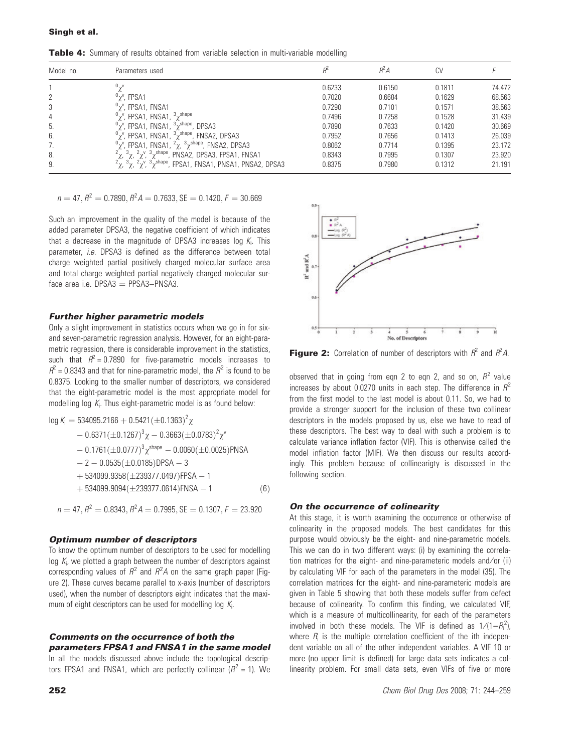**Table 4:** Summary of results obtained from variable selection in multi-variable modelling

| Model no. | Parameters used | $R^2$ | $R^2A$ | CV | $F$ |
|---|---|---|---|---|---|
| 1 | ${}^0\chi^v$ | 0.6233 | 0.6150 | 0.1811 | 74.472 |
| 2 | ${}^0\chi^v$, FPSA1 | 0.7020 | 0.6684 | 0.1629 | 68.563 |
| 3 | ${}^0\chi^v$, FPSA1, FNSA1 | 0.7290 | 0.7101 | 0.1571 | 38.563 |
| 4 | ${}^0\chi^v$, FPSA1, FNSA1, ${}^3\chi^{shape}$ | 0.7496 | 0.7258 | 0.1528 | 31.439 |
| 5. | ${}^0\chi^v$, FPSA1, FNSA1, ${}^3\chi^{shape}$, DPSA3 | 0.7890 | 0.7633 | 0.1420 | 30.669 |
| 6. | ${}^0\chi^v$, FPSA1, FNSA1, ${}^3\chi^{shape}$, FNSA2, DPSA3 | 0.7952 | 0.7656 | 0.1413 | 26.039 |
| 7. | ${}^0\chi^v$, FPSA1, FNSA1, ${}^2\chi$, ${}^3\chi^{shape}$, FNSA2, DPSA3 | 0.8062 | 0.7714 | 0.1395 | 23.172 |
| 8. | ${}^2\chi$, ${}^3\chi$, ${}^2\chi^v$, ${}^3\chi^{shape}$, PNSA2, DPSA3, FPSA1, FNSA1 | 0.8343 | 0.7995 | 0.1307 | 23.920 |
| 9. | ${}^2\chi$, ${}^3\chi$, ${}^2\chi^v$, ${}^3\chi^{shape}$, FPSA1, FNSA1, PNSA1, PNSA2, DPSA3 | 0.8375 | 0.7980 | 0.1312 | 21.191 |

$$n = 47, R^2 = 0.7890, R^2A = 0.7633, \mathrm{SE} = 0.1420, F = 30.669$$

Such an improvement in the quality of the model is because of the added parameter DPSA3, the negative coefficient of which indicates that a decrease in the magnitude of DPSA3 increases log $K_i$. This parameter, *i.e.* DPSA3 is defined as the difference between total charge weighted partial positively charged molecular surface area and total charge weighted partial negatively charged molecular surface area i.e. DPSA3 = PPSA3–PNSA3.

### Further higher parametric models

Only a slight improvement in statistics occurs when we go in for six- and seven-parametric regression analysis. However, for an eight-parametric regression, there is considerable improvement in the statistics, such that $R^2 = 0.7890$ for five-parametric models increases to $R^2 = 0.8343$ and that for nine-parametric model, the $R^2$ is found to be 0.8375. Looking to the smaller number of descriptors, we considered that the eight-parametric model is the most appropriate model for modelling log $K_i$. Thus eight-parametric model is as found below:

$$\begin{aligned}\log K_i = {} & 534095.2166 + 0.5421(\pm 0.1363)^2\chi \\ & - 0.6371(\pm 0.1267)^3\chi - 0.3663(\pm 0.0783)^2\chi^v \\ & - 0.1761(\pm 0.0777)^3\chi^{shape} - 0.0060(\pm 0.0025)\mathrm{PNSA} \\ & - 2 - 0.0535(\pm 0.0185)\mathrm{DPSA} - 3 \\ & + 534099.9358(\pm 239377.0497)\mathrm{FPSA} - 1 \\ & + 534099.9094(\pm 239377.0614)\mathrm{FNSA} - 1 \qquad (6)\end{aligned}$$

$$n = 47, R^2 = 0.8343, R^2A = 0.7995, \mathrm{SE} = 0.1307, F = 23.920$$

### Optimum number of descriptors

To know the optimum number of descriptors to be used for modelling log $K_i$, we plotted a graph between the number of descriptors against corresponding values of $R^2$ and $R^2A$ on the same graph paper (Figure 2). These curves became parallel to x-axis (number of descriptors used), when the number of descriptors eight indicates that the maximum of eight descriptors can be used for modelling log $K_i$.

### Comments on the occurrence of both the parameters FPSA1 and FNSA1 in the same model

In all the models discussed above include the topological descriptors FPSA1 and FNSA1, which are perfectly collinear ($R^2 = 1$). We

**Figure 2:** Correlation of number of descriptors with $R^2$ and $R^2A$.

observed that in going from eqn 2 to eqn 2, and so on, $R^2$ value increases by about 0.0270 units in each step. The difference in $R^2$ from the first model to the last model is about 0.11. So, we had to provide a stronger support for the inclusion of these two collinear descriptors in the models proposed by us, else we have to read of these descriptors. The best way to deal with such a problem is to calculate variance inflation factor (VIF). This is otherwise called the model inflation factor (MIF). We then discuss our results accordingly. This problem because of collinearigty is discussed in the following section.

### On the occurrence of colinearity

At this stage, it is worth examining the occurrence or otherwise of colinearity in the proposed models. The best candidates for this purpose would obviously be the eight- and nine-parametric models. This we can do in two different ways: (i) by examining the correlation matrices for the eight- and nine-parameteric models and/or (ii) by calculating VIF for each of the parameters in the model (35). The correlation matrices for the eight- and nine-parameteric models are given in Table 5 showing that both these models suffer from defect because of colinearity. To confirm this finding, we calculated VIF, which is a measure of multicollinearity, for each of the parameters involved in both these models. The VIF is defined as $1/(1-R_i^2)$, where $R_i$ is the multiple correlation coefficient of the ith independent variable on all of the other independent variables. A VIF 10 or more (no upper limit is defined) for large data sets indicates a collinearity problem. For small data sets, even VIFs of five or more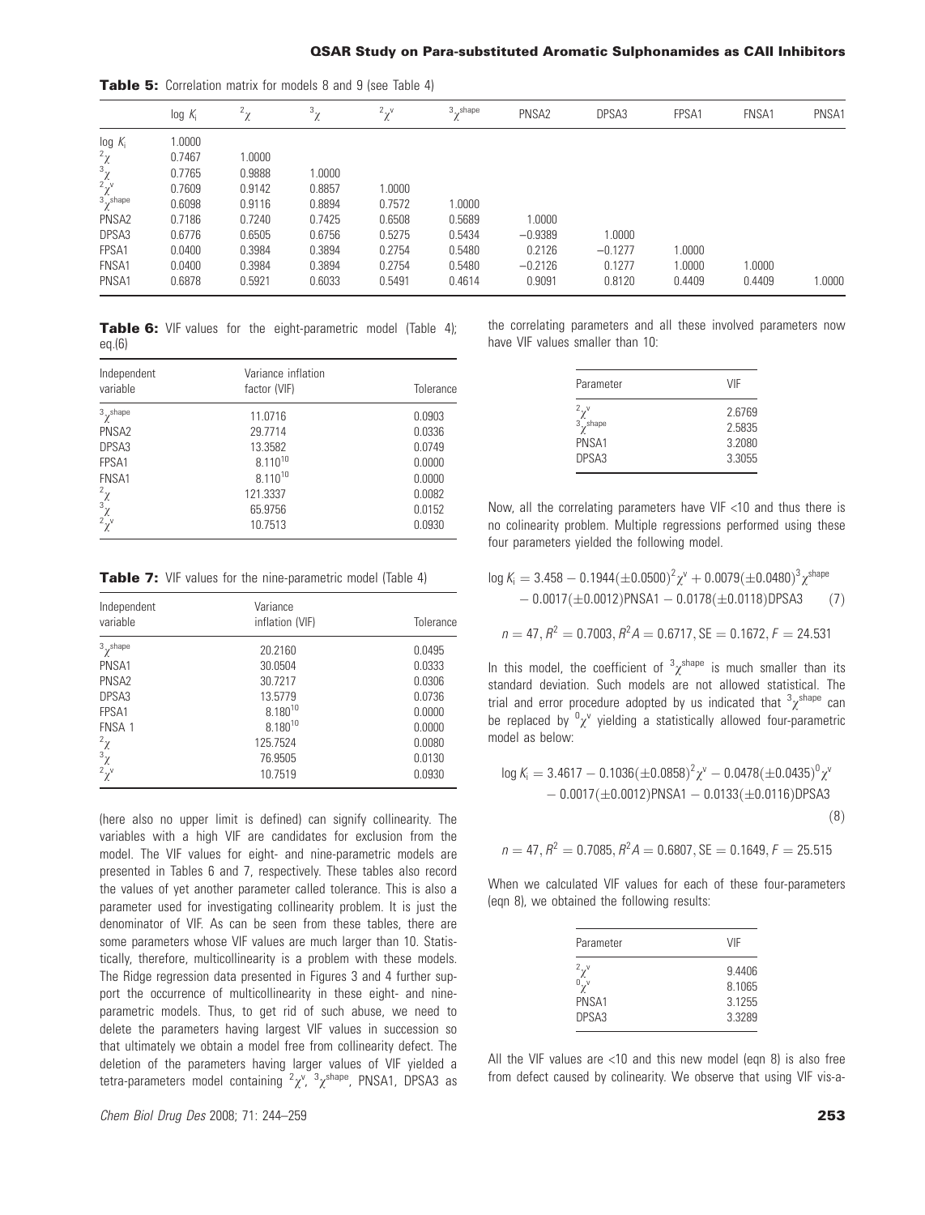**Table 5:** Correlation matrix for models 8 and 9 (see Table 4)

| | log $K_i$ | $^2\chi$ | $^3\chi$ | $^2\chi^v$ | $^3\chi^{shape}$ | PNSA2 | DPSA3 | FPSA1 | FNSA1 | PNSA1 |
|---|---|---|---|---|---|---|---|---|---|---|
| log $K_i$ | 1.0000 | | | | | | | | | |
| $^2\chi$ | 0.7467 | 1.0000 | | | | | | | | |
| $^3\chi$ | 0.7765 | 0.9888 | 1.0000 | | | | | | | |
| $^2\chi^v$ | 0.7609 | 0.9142 | 0.8857 | 1.0000 | | | | | | |
| $^3\chi^{shape}$ | 0.6098 | 0.9116 | 0.8894 | 0.7572 | 1.0000 | | | | | |
| PNSA2 | 0.7186 | 0.7240 | 0.7425 | 0.6508 | 0.5689 | 1.0000 | | | | |
| DPSA3 | 0.6776 | 0.6505 | 0.6756 | 0.5275 | 0.5434 | −0.9389 | 1.0000 | | | |
| FPSA1 | 0.0400 | 0.3984 | 0.3894 | 0.2754 | 0.5480 | 0.2126 | −0.1277 | 1.0000 | | |
| FNSA1 | 0.0400 | 0.3984 | 0.3894 | 0.2754 | 0.5480 | −0.2126 | 0.1277 | 1.0000 | 1.0000 | |
| PNSA1 | 0.6878 | 0.5921 | 0.6033 | 0.5491 | 0.4614 | 0.9091 | 0.8120 | 0.4409 | 0.4409 | 1.0000 |

**Table 6:** VIF values for the eight-parametric model (Table 4); eq.(6)

| Independent variable | Variance inflation factor (VIF) | Tolerance |
|---|---|---|
| $^3\chi^{shape}$ | 11.0716 | 0.0903 |
| PNSA2 | 29.7714 | 0.0336 |
| DPSA3 | 13.3582 | 0.0749 |
| FPSA1 | $8.1 10^{10}$ | 0.0000 |
| FNSA1 | $8.1 10^{10}$ | 0.0000 |
| $^2\chi$ | 121.3337 | 0.0082 |
| $^3\chi$ | 65.9756 | 0.0152 |
| $^2\chi^v$ | 10.7513 | 0.0930 |

**Table 7:** VIF values for the nine-parametric model (Table 4)

| Independent variable | Variance inflation (VIF) | Tolerance |
|---|---|---|
| $^3\chi^{shape}$ | 20.2160 | 0.0495 |
| PNSA1 | 30.0504 | 0.0333 |
| PNSA2 | 30.7217 | 0.0306 |
| DPSA3 | 13.5779 | 0.0736 |
| FPSA1 | $8.1 10^{10}$ | 0.0000 |
| FNSA 1 | $8.1 10^{10}$ | 0.0000 |
| $^2\chi$ | 125.7524 | 0.0080 |
| $^3\chi$ | 76.9505 | 0.0130 |
| $^2\chi^v$ | 10.7519 | 0.0930 |

(here also no upper limit is defined) can signify collinearity. The variables with a high VIF are candidates for exclusion from the model. The VIF values for eight- and nine-parametric models are presented in Tables 6 and 7, respectively. These tables also record the values of yet another parameter called tolerance. This is also a parameter used for investigating collinearity problem. It is just the denominator of VIF. As can be seen from these tables, there are some parameters whose VIF values are much larger than 10. Statistically, therefore, multicollinearity is a problem with these models. The Ridge regression data presented in Figures 3 and 4 further support the occurrence of multicollinearity in these eight- and nine-parametric models. Thus, to get rid of such abuse, we need to delete the parameters having largest VIF values in succession so that ultimately we obtain a model free from collinearity defect. The deletion of the parameters having larger values of VIF yielded a tetra-parameters model containing $^2\chi^v$, $^3\chi^{shape}$, PNSA1, DPSA3 as the correlating parameters and all these involved parameters now have VIF values smaller than 10:

| Parameter | VIF |
|---|---|
| $^2\chi^v$ | 2.6769 |
| $^3\chi^{shape}$ | 2.5835 |
| PNSA1 | 3.2080 |
| DPSA3 | 3.3055 |

Now, all the correlating parameters have VIF <10 and thus there is no colinearity problem. Multiple regressions performed using these four parameters yielded the following model.

$$\log K_i = 3.458 - 0.1944(\pm 0.0500)^2\chi^v + 0.0079(\pm 0.0480)^3\chi^{shape} - 0.0017(\pm 0.0012)\text{PNSA1} - 0.0178(\pm 0.0118)\text{DPSA3} \quad (7)$$

$$n = 47, R^2 = 0.7003, R^2A = 0.6717, \text{SE} = 0.1672, F = 24.531$$

In this model, the coefficient of $^3\chi^{shape}$ is much smaller than its standard deviation. Such models are not allowed statistical. The trial and error procedure adopted by us indicated that $^3\chi^{shape}$ can be replaced by $^0\chi^v$ yielding a statistically allowed four-parametric model as below:

$$\log K_i = 3.4617 - 0.1036(\pm 0.0858)^2\chi^v - 0.0478(\pm 0.0435)^0\chi^v - 0.0017(\pm 0.0012)\text{PNSA1} - 0.0133(\pm 0.0116)\text{DPSA3} \quad (8)$$

$$n = 47, R^2 = 0.7085, R^2A = 0.6807, \text{SE} = 0.1649, F = 25.515$$

When we calculated VIF values for each of these four-parameters (eqn 8), we obtained the following results:

| Parameter | VIF |
|---|---|
| $^2\chi^v$ | 9.4406 |
| $^0\chi^v$ | 8.1065 |
| PNSA1 | 3.1255 |
| DPSA3 | 3.3289 |

All the VIF values are <10 and this new model (eqn 8) is also free from defect caused by colinearity. We observe that using VIF vis-a-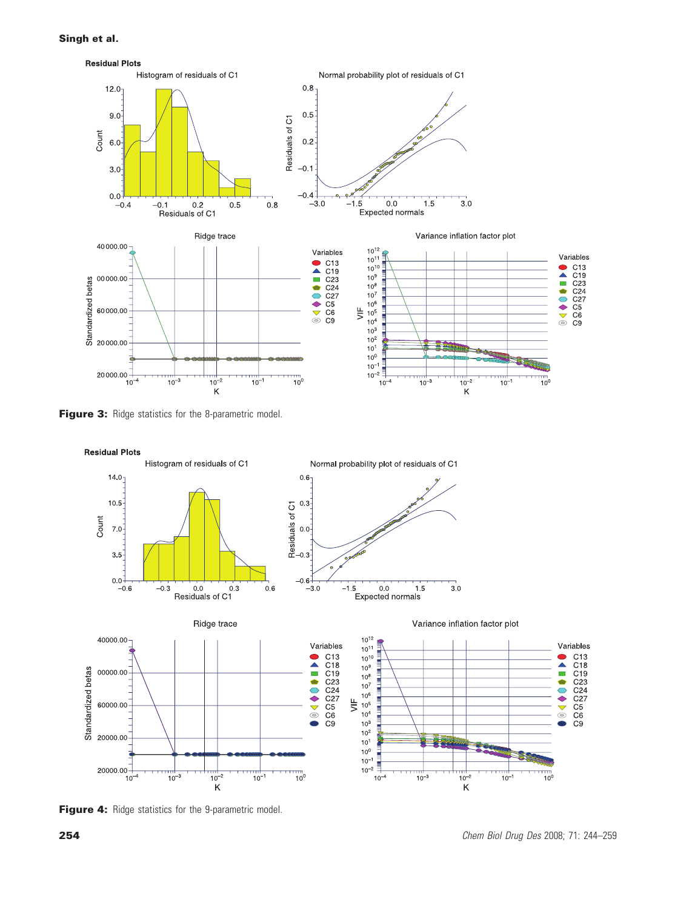**Figure 3:** Ridge statistics for the 8-parametric model.

**Figure 4:** Ridge statistics for the 9-parametric model.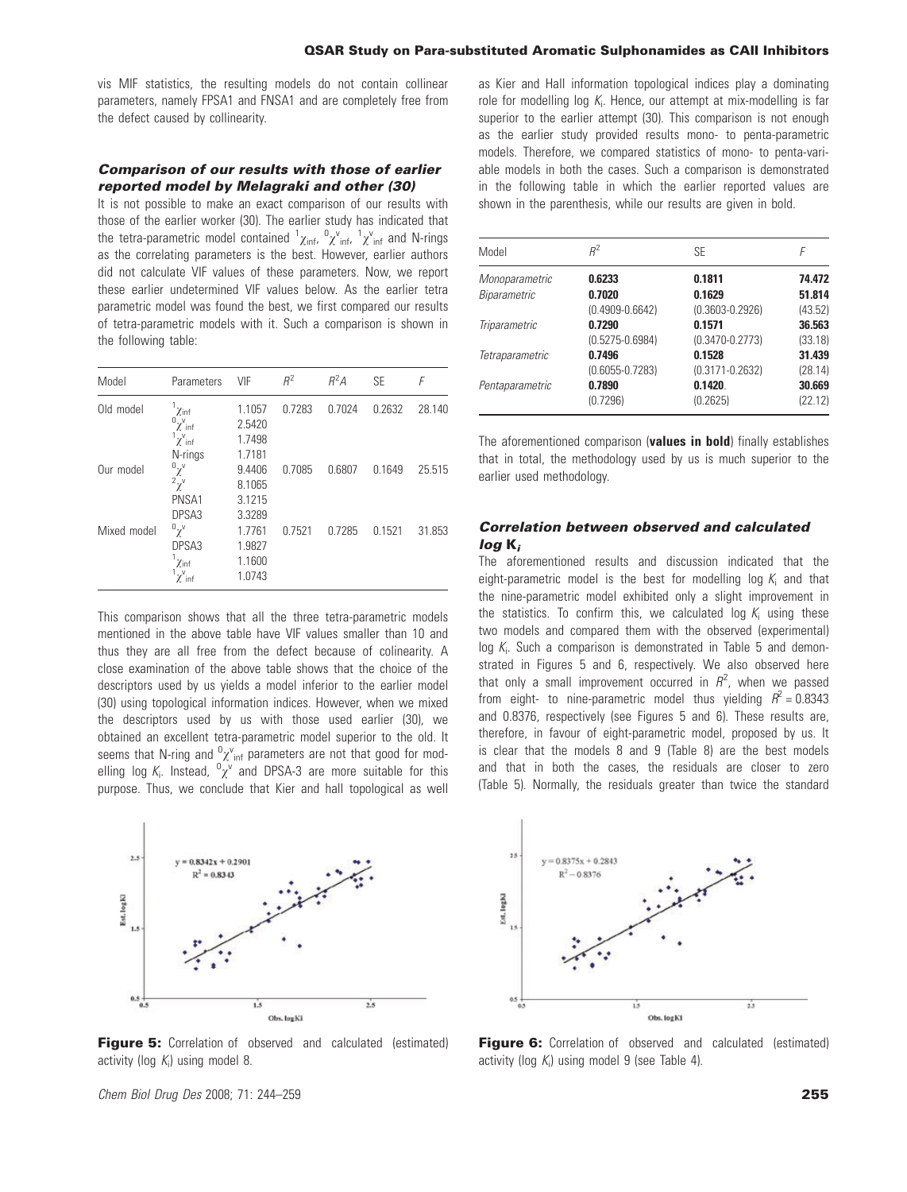vis MIF statistics, the resulting models do not contain collinear parameters, namely FPSA1 and FNSA1 and are completely free from the defect caused by collinearity.

### *Comparison of our results with those of earlier reported model by Melagraki and other (30)*

It is not possible to make an exact comparison of our results with those of the earlier worker (30). The earlier study has indicated that the tetra-parametric model contained ${}^1\chi_{inf}$, ${}^0\chi^v_{inf}$, ${}^1\chi^v_{inf}$ and N-rings as the correlating parameters is the best. However, earlier authors did not calculate VIF values of these parameters. Now, we report these earlier undetermined VIF values below. As the earlier tetra parametric model was found the best, we first compared our results of tetra-parametric models with it. Such a comparison is shown in the following table:

| Model | Parameters | VIF | $R^2$ | $R^2A$ | SE | F |
|---|---|---|---|---|---|---|
| Old model | ${}^1\chi_{inf}$ | 1.1057 | 0.7283 | 0.7024 | 0.2632 | 28.140 |
| | ${}^0\chi^v_{inf}$ | 2.5420 | | | | |
| | ${}^1\chi^v_{inf}$ | 1.7498 | | | | |
| | N-rings | 1.7181 | | | | |
| Our model | ${}^0\chi^v$ | 9.4406 | 0.7085 | 0.6807 | 0.1649 | 25.515 |
| | ${}^2\chi^v$ | 8.1065 | | | | |
| | PNSA1 | 3.1215 | | | | |
| | DPSA3 | 3.3289 | | | | |
| Mixed model | ${}^0\chi^v$ | 1.7761 | 0.7521 | 0.7285 | 0.1521 | 31.853 |
| | DPSA3 | 1.9827 | | | | |
| | ${}^1\chi_{inf}$ | 1.1600 | | | | |
| | ${}^1\chi^v_{inf}$ | 1.0743 | | | | |

This comparison shows that all the three tetra-parametric models mentioned in the above table have VIF values smaller than 10 and thus they are all free from the defect because of colinearity. A close examination of the above table shows that the choice of the descriptors used by us yields a model inferior to the earlier model (30) using topological information indices. However, when we mixed the descriptors used by us with those used earlier (30), we obtained an excellent tetra-parametric model superior to the old. It seems that N-ring and ${}^0\chi^v_{inf}$ parameters are not that good for modelling log $K_i$. Instead, ${}^0\chi^v$ and DPSA-3 are more suitable for this purpose. Thus, we conclude that Kier and hall topological as well as Kier and Hall information topological indices play a dominating role for modelling log $K_i$. Hence, our attempt at mix-modelling is far superior to the earlier attempt (30). This comparison is not enough as the earlier study provided results mono- to penta-parametric models. Therefore, we compared statistics of mono- to penta-variable models in both the cases. Such a comparison is demonstrated in the following table in which the earlier reported values are shown in the parenthesis, while our results are given in bold.

| Model | $R^2$ | SE | F |
|---|---|---|---|
| *Monoparametric* | **0.6233** | **0.1811** | **74.472** |
| *Biparametric* | **0.7020** | **0.1629** | **51.814** |
| | (0.4909-0.6642) | (0.3603-0.2926) | (43.52) |
| *Triparametric* | **0.7290** | **0.1571** | **36.563** |
| | (0.5275-0.6984) | (0.3470-0.2773) | (33.18) |
| *Tetraparametric* | **0.7496** | **0.1528** | **31.439** |
| | (0.6055-0.7283) | (0.3171-0.2632) | (28.14) |
| *Pentaparametric* | **0.7890** | **0.1420.** | **30.669** |
| | (0.7296) | (0.2625) | (22.12) |

The aforementioned comparison (**values in bold**) finally establishes that in total, the methodology used by us is much superior to the earlier used methodology.

### *Correlation between observed and calculated log* $K_i$

The aforementioned results and discussion indicated that the eight-parametric model is the best for modelling log $K_i$ and that the nine-parametric model exhibited only a slight improvement in the statistics. To confirm this, we calculated log $K_i$ using these two models and compared them with the observed (experimental) log $K_i$. Such a comparison is demonstrated in Table 5 and demonstrated in Figures 5 and 6, respectively. We also observed here that only a small improvement occurred in $R^2$, when we passed from eight- to nine-parametric model thus yielding $R^2 = 0.8343$ and 0.8376, respectively (see Figures 5 and 6). These results are, therefore, in favour of eight-parametric model, proposed by us. It is clear that the models 8 and 9 (Table 8) are the best models and that in both the cases, the residuals are closer to zero (Table 5). Normally, the residuals greater than twice the standard

**Figure 5:** Correlation of observed and calculated (estimated) activity (log $K_i$) using model 8.

**Figure 6:** Correlation of observed and calculated (estimated) activity (log $K_i$) using model 9 (see Table 4).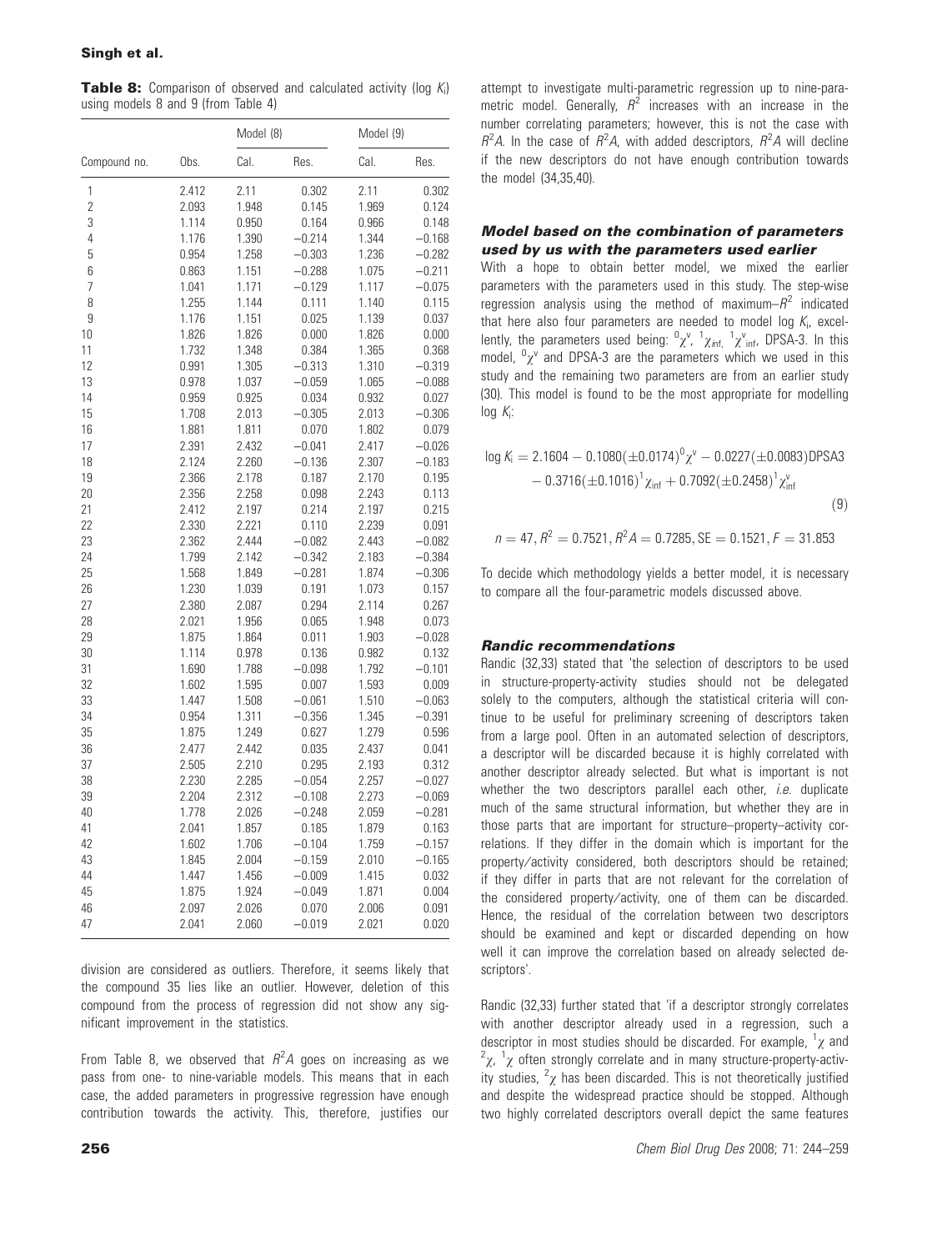**Table 8:** Comparison of observed and calculated activity (log $K_i$) using models 8 and 9 (from Table 4)

| Compound no. | Obs. | Model (8) | | Model (9) | |
|---|---|---|---|---|---|
| | | Cal. | Res. | Cal. | Res. |
| 1 | 2.412 | 2.11 | 0.302 | 2.11 | 0.302 |
| 2 | 2.093 | 1.948 | 0.145 | 1.969 | 0.124 |
| 3 | 1.114 | 0.950 | 0.164 | 0.966 | 0.148 |
| 4 | 1.176 | 1.390 | −0.214 | 1.344 | −0.168 |
| 5 | 0.954 | 1.258 | −0.303 | 1.236 | −0.282 |
| 6 | 0.863 | 1.151 | −0.288 | 1.075 | −0.211 |
| 7 | 1.041 | 1.171 | −0.129 | 1.117 | −0.075 |
| 8 | 1.255 | 1.144 | 0.111 | 1.140 | 0.115 |
| 9 | 1.176 | 1.151 | 0.025 | 1.139 | 0.037 |
| 10 | 1.826 | 1.826 | 0.000 | 1.826 | 0.000 |
| 11 | 1.732 | 1.348 | 0.384 | 1.365 | 0.368 |
| 12 | 0.991 | 1.305 | −0.313 | 1.310 | −0.319 |
| 13 | 0.978 | 1.037 | −0.059 | 1.065 | −0.088 |
| 14 | 0.959 | 0.925 | 0.034 | 0.932 | 0.027 |
| 15 | 1.708 | 2.013 | −0.305 | 2.013 | −0.306 |
| 16 | 1.881 | 1.811 | 0.070 | 1.802 | 0.079 |
| 17 | 2.391 | 2.432 | −0.041 | 2.417 | −0.026 |
| 18 | 2.124 | 2.260 | −0.136 | 2.307 | −0.183 |
| 19 | 2.366 | 2.178 | 0.187 | 2.170 | 0.195 |
| 20 | 2.356 | 2.258 | 0.098 | 2.243 | 0.113 |
| 21 | 2.412 | 2.197 | 0.214 | 2.197 | 0.215 |
| 22 | 2.330 | 2.221 | 0.110 | 2.239 | 0.091 |
| 23 | 2.362 | 2.444 | −0.082 | 2.443 | −0.082 |
| 24 | 1.799 | 2.142 | −0.342 | 2.183 | −0.384 |
| 25 | 1.568 | 1.849 | −0.281 | 1.874 | −0.306 |
| 26 | 1.230 | 1.039 | 0.191 | 1.073 | 0.157 |
| 27 | 2.380 | 2.087 | 0.294 | 2.114 | 0.267 |
| 28 | 2.021 | 1.956 | 0.065 | 1.948 | 0.073 |
| 29 | 1.875 | 1.864 | 0.011 | 1.903 | −0.028 |
| 30 | 1.114 | 0.978 | 0.136 | 0.982 | 0.132 |
| 31 | 1.690 | 1.788 | −0.098 | 1.792 | −0.101 |
| 32 | 1.602 | 1.595 | 0.007 | 1.593 | 0.009 |
| 33 | 1.447 | 1.508 | −0.061 | 1.510 | −0.063 |
| 34 | 0.954 | 1.311 | −0.356 | 1.345 | −0.391 |
| 35 | 1.875 | 1.249 | 0.627 | 1.279 | 0.596 |
| 36 | 2.477 | 2.442 | 0.035 | 2.437 | 0.041 |
| 37 | 2.505 | 2.210 | 0.295 | 2.193 | 0.312 |
| 38 | 2.230 | 2.285 | −0.054 | 2.257 | −0.027 |
| 39 | 2.204 | 2.312 | −0.108 | 2.273 | −0.069 |
| 40 | 1.778 | 2.026 | −0.248 | 2.059 | −0.281 |
| 41 | 2.041 | 1.857 | 0.185 | 1.879 | 0.163 |
| 42 | 1.602 | 1.706 | −0.104 | 1.759 | −0.157 |
| 43 | 1.845 | 2.004 | −0.159 | 2.010 | −0.165 |
| 44 | 1.447 | 1.456 | −0.009 | 1.415 | 0.032 |
| 45 | 1.875 | 1.924 | −0.049 | 1.871 | 0.004 |
| 46 | 2.097 | 2.026 | 0.070 | 2.006 | 0.091 |
| 47 | 2.041 | 2.060 | −0.019 | 2.021 | 0.020 |

division are considered as outliers. Therefore, it seems likely that the compound 35 lies like an outlier. However, deletion of this compound from the process of regression did not show any significant improvement in the statistics.

From Table 8, we observed that $R^2A$ goes on increasing as we pass from one- to nine-variable models. This means that in each case, the added parameters in progressive regression have enough contribution towards the activity. This, therefore, justifies our attempt to investigate multi-parametric regression up to nine-parametric model. Generally, $R^2$ increases with an increase in the number correlating parameters; however, this is not the case with $R^2A$. In the case of $R^2A$, with added descriptors, $R^2A$ will decline if the new descriptors do not have enough contribution towards the model (34,35,40).

### Model based on the combination of parameters used by us with the parameters used earlier

With a hope to obtain better model, we mixed the earlier parameters with the parameters used in this study. The step-wise regression analysis using the method of maximum–$R^2$ indicated that here also four parameters are needed to model log $K_i$, excellently, the parameters used being: ${}^0\chi^v$, ${}^1\chi_{inf}$, ${}^1\chi^v_{inf}$, DPSA-3. In this model, ${}^0\chi^v$ and DPSA-3 are the parameters which we used in this study and the remaining two parameters are from an earlier study (30). This model is found to be the most appropriate for modelling log $K_i$:

$$\log K_i = 2.1604 - 0.1080(\pm 0.0174)^0\chi^v - 0.0227(\pm 0.0083)\text{DPSA3} - 0.3716(\pm 0.1016)^1\chi_{inf} + 0.7092(\pm 0.2458)^1\chi^v_{inf} \quad (9)$$

$$n = 47, R^2 = 0.7521, R^2A = 0.7285, \text{SE} = 0.1521, F = 31.853$$

To decide which methodology yields a better model, it is necessary to compare all the four-parametric models discussed above.

### Randic recommendations

Randic (32,33) stated that 'the selection of descriptors to be used in structure-property-activity studies should not be delegated solely to the computers, although the statistical criteria will continue to be useful for preliminary screening of descriptors taken from a large pool. Often in an automated selection of descriptors, a descriptor will be discarded because it is highly correlated with another descriptor already selected. But what is important is not whether the two descriptors parallel each other, *i.e.* duplicate much of the same structural information, but whether they are in those parts that are important for structure–property–activity correlations. If they differ in the domain which is important for the property/activity considered, both descriptors should be retained; if they differ in parts that are not relevant for the correlation of the considered property/activity, one of them can be discarded. Hence, the residual of the correlation between two descriptors should be examined and kept or discarded depending on how well it can improve the correlation based on already selected descriptors'.

Randic (32,33) further stated that 'if a descriptor strongly correlates with another descriptor already used in a regression, such a descriptor in most studies should be discarded. For example, ${}^1\chi$ and ${}^2\chi$, ${}^1\chi$ often strongly correlate and in many structure-property-activity studies, ${}^2\chi$ has been discarded. This is not theoretically justified and despite the widespread practice should be stopped. Although two highly correlated descriptors overall depict the same features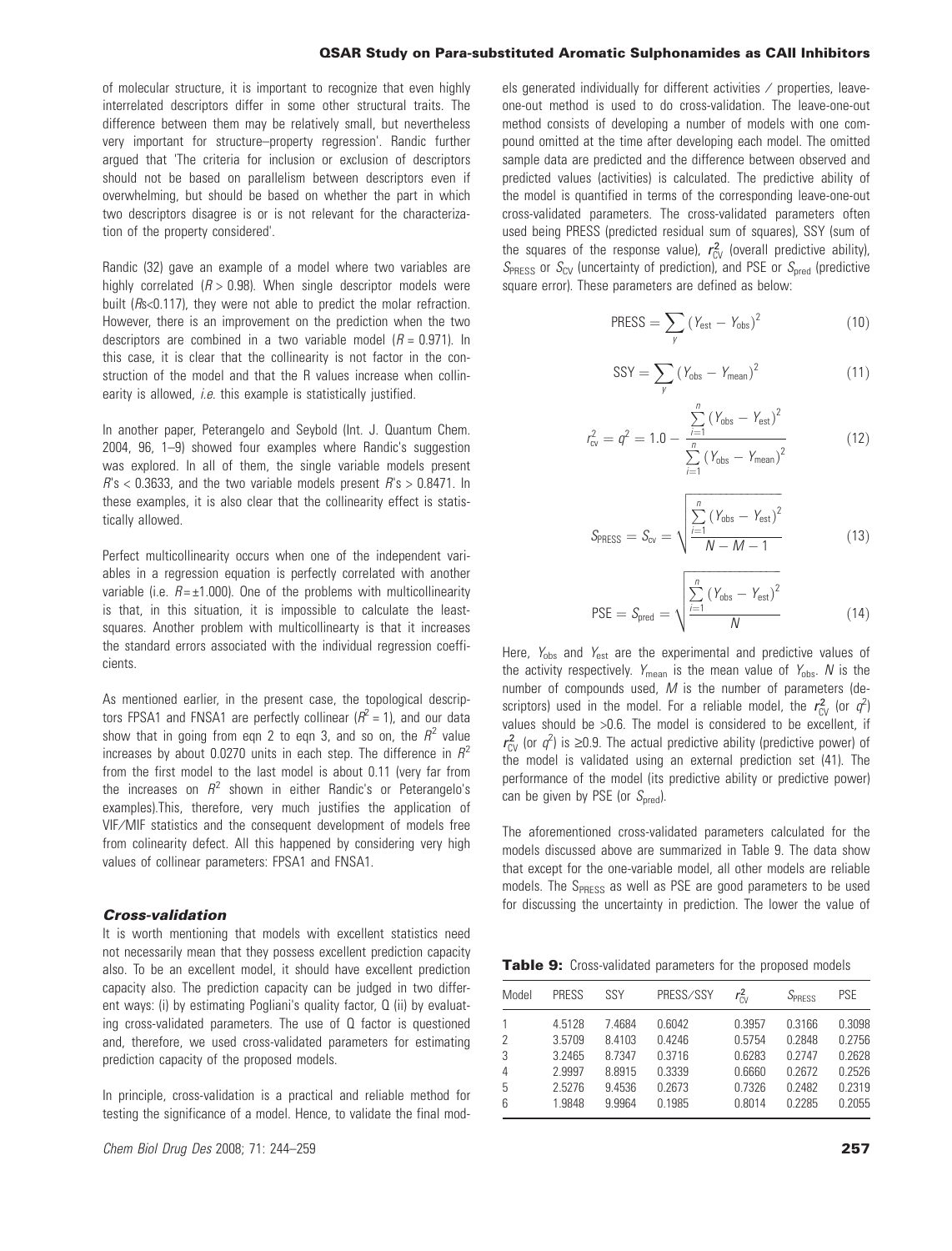of molecular structure, it is important to recognize that even highly interrelated descriptors differ in some other structural traits. The difference between them may be relatively small, but nevertheless very important for structure–property regression'. Randic further argued that 'The criteria for inclusion or exclusion of descriptors should not be based on parallelism between descriptors even if overwhelming, but should be based on whether the part in which two descriptors disagree is or is not relevant for the characterization of the property considered'.

Randic (32) gave an example of a model where two variables are highly correlated ($R > 0.98$). When single descriptor models were built ($R$s<0.117), they were not able to predict the molar refraction. However, there is an improvement on the prediction when the two descriptors are combined in a two variable model ($R = 0.971$). In this case, it is clear that the collinearity is not factor in the construction of the model and that the R values increase when collinearity is allowed, *i.e.* this example is statistically justified.

In another paper, Peterangelo and Seybold (Int. J. Quantum Chem. 2004, 96, 1–9) showed four examples where Randic's suggestion was explored. In all of them, the single variable models present $R$'s < 0.3633, and the two variable models present $R$'s > 0.8471. In these examples, it is also clear that the collinearity effect is statistically allowed.

Perfect multicollinearity occurs when one of the independent variables in a regression equation is perfectly correlated with another variable (i.e. $R = \pm 1.000$). One of the problems with multicollinearity is that, in this situation, it is impossible to calculate the least-squares. Another problem with multicollinearty is that it increases the standard errors associated with the individual regression coefficients.

As mentioned earlier, in the present case, the topological descriptors FPSA1 and FNSA1 are perfectly collinear ($R^2 = 1$), and our data show that in going from eqn 2 to eqn 3, and so on, the $R^2$ value increases by about 0.0270 units in each step. The difference in $R^2$ from the first model to the last model is about 0.11 (very far from the increases on $R^2$ shown in either Randic's or Peterangelo's examples).This, therefore, very much justifies the application of VIF/MIF statistics and the consequent development of models free from colinearity defect. All this happened by considering very high values of collinear parameters: FPSA1 and FNSA1.

### Cross-validation

It is worth mentioning that models with excellent statistics need not necessarily mean that they possess excellent prediction capacity also. To be an excellent model, it should have excellent prediction capacity also. The prediction capacity can be judged in two different ways: (i) by estimating Pogliani's quality factor, Q (ii) by evaluating cross-validated parameters. The use of Q factor is questioned and, therefore, we used cross-validated parameters for estimating prediction capacity of the proposed models.

In principle, cross-validation is a practical and reliable method for testing the significance of a model. Hence, to validate the final models generated individually for different activities / properties, leave-one-out method is used to do cross-validation. The leave-one-out method consists of developing a number of models with one compound omitted at the time after developing each model. The omitted sample data are predicted and the difference between observed and predicted values (activities) is calculated. The predictive ability of the model is quantified in terms of the corresponding leave-one-out cross-validated parameters. The cross-validated parameters often used being PRESS (predicted residual sum of squares), SSY (sum of the squares of the response value), $r^2_{CV}$ (overall predictive ability), $S_{PRESS}$ or $S_{CV}$ (uncertainty of prediction), and PSE or $S_{pred}$ (predictive square error). These parameters are defined as below:

$$\text{PRESS} = \sum_{y} (Y_{est} - Y_{obs})^2 \tag{10}$$

$$\text{SSY} = \sum_{y} (Y_{obs} - Y_{mean})^2 \tag{11}$$

$$r^2_{cv} = q^2 = 1.0 - \frac{\sum_{i=1}^{n} (Y_{obs} - Y_{est})^2}{\sum_{i=1}^{n} (Y_{obs} - Y_{mean})^2} \tag{12}$$

$$S_{PRESS} = S_{cv} = \sqrt{\frac{\sum_{i=1}^{n} (Y_{obs} - Y_{est})^2}{N - M - 1}} \tag{13}$$

$$\text{PSE} = S_{pred} = \sqrt{\frac{\sum_{i=1}^{n} (Y_{obs} - Y_{est})^2}{N}} \tag{14}$$

Here, $Y_{obs}$ and $Y_{est}$ are the experimental and predictive values of the activity respectively. $Y_{mean}$ is the mean value of $Y_{obs}$. $N$ is the number of compounds used, $M$ is the number of parameters (descriptors) used in the model. For a reliable model, the $r^2_{CV}$ (or $q^2$) values should be >0.6. The model is considered to be excellent, if $r^2_{CV}$ (or $q^2$) is ≥0.9. The actual predictive ability (predictive power) of the model is validated using an external prediction set (41). The performance of the model (its predictive ability or predictive power) can be given by PSE (or $S_{pred}$).

The aforementioned cross-validated parameters calculated for the models discussed above are summarized in Table 9. The data show that except for the one-variable model, all other models are reliable models. The $S_{PRESS}$ as well as PSE are good parameters to be used for discussing the uncertainty in prediction. The lower the value of

**Table 9:** Cross-validated parameters for the proposed models

| Model | PRESS | SSY | PRESS/SSY | $r^2_{CV}$ | $S_{PRESS}$ | PSE |
|---|---|---|---|---|---|---|
| 1 | 4.5128 | 7.4684 | 0.6042 | 0.3957 | 0.3166 | 0.3098 |
| 2 | 3.5709 | 8.4103 | 0.4246 | 0.5754 | 0.2848 | 0.2756 |
| 3 | 3.2465 | 8.7347 | 0.3716 | 0.6283 | 0.2747 | 0.2628 |
| 4 | 2.9997 | 8.8915 | 0.3339 | 0.6660 | 0.2672 | 0.2526 |
| 5 | 2.5276 | 9.4536 | 0.2673 | 0.7326 | 0.2482 | 0.2319 |
| 6 | 1.9848 | 9.9964 | 0.1985 | 0.8014 | 0.2285 | 0.2055 |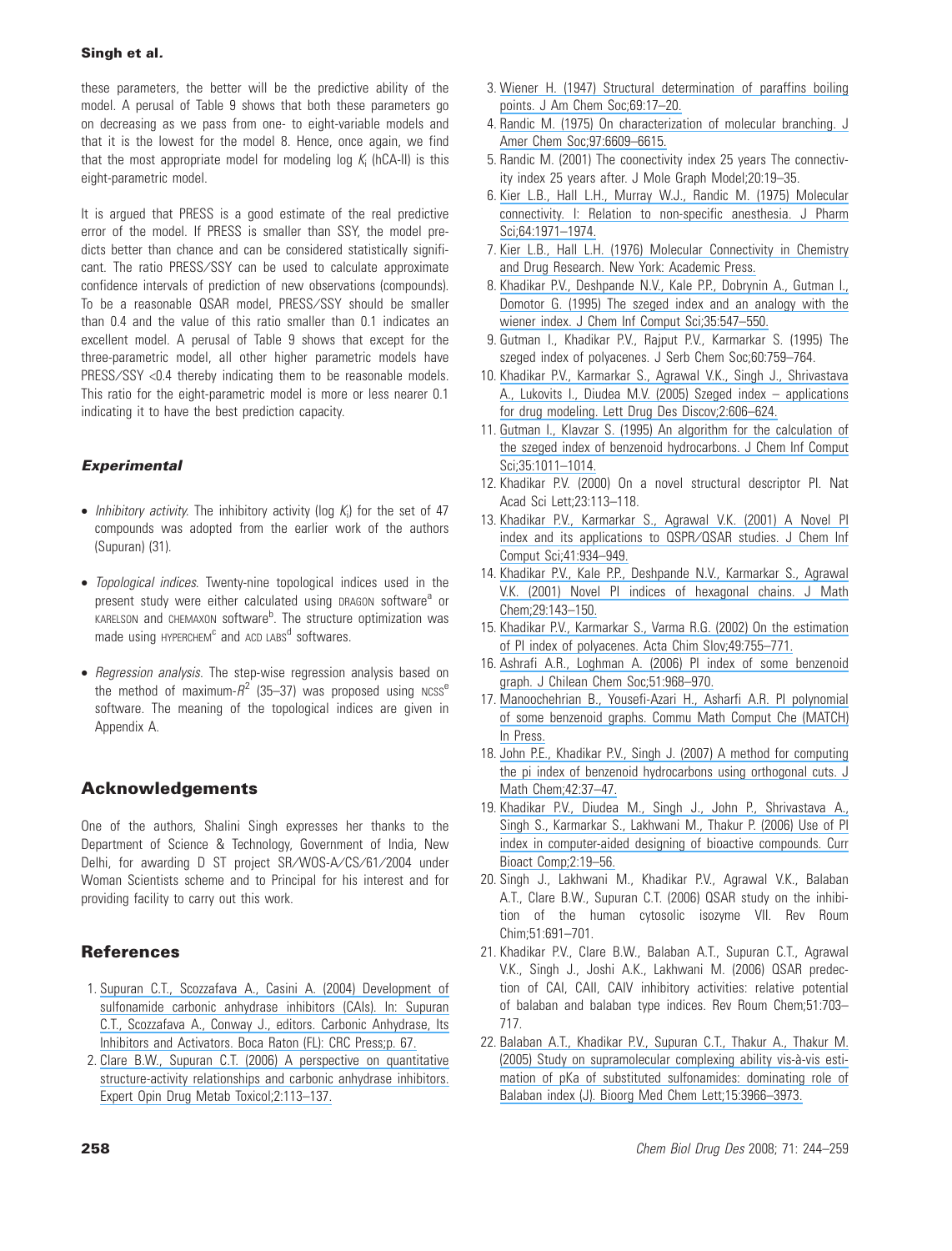these parameters, the better will be the predictive ability of the model. A perusal of Table 9 shows that both these parameters go on decreasing as we pass from one- to eight-variable models and that it is the lowest for the model 8. Hence, once again, we find that the most appropriate model for modeling log $K_i$ (hCA-II) is this eight-parametric model.

It is argued that PRESS is a good estimate of the real predictive error of the model. If PRESS is smaller than SSY, the model predicts better than chance and can be considered statistically significant. The ratio PRESS/SSY can be used to calculate approximate confidence intervals of prediction of new observations (compounds). To be a reasonable QSAR model, PRESS/SSY should be smaller than 0.4 and the value of this ratio smaller than 0.1 indicates an excellent model. A perusal of Table 9 shows that except for the three-parametric model, all other higher parametric models have PRESS/SSY <0.4 thereby indicating them to be reasonable models. This ratio for the eight-parametric model is more or less nearer 0.1 indicating it to have the best prediction capacity.

## Experimental

- *Inhibitory activity.* The inhibitory activity (log $K_i$) for the set of 47 compounds was adopted from the earlier work of the authors (Supuran) (31).
- *Topological indices.* Twenty-nine topological indices used in the present study were either calculated using DRAGON software[a] or KARELSON and CHEMAXON software[b]. The structure optimization was made using HYPERCHEM[c] and ACD LABS[d] softwares.
- *Regression analysis.* The step-wise regression analysis based on the method of maximum-$R^2$ (35–37) was proposed using NCSS[e] software. The meaning of the topological indices are given in Appendix A.

## Acknowledgements

One of the authors, Shalini Singh expresses her thanks to the Department of Science & Technology, Government of India, New Delhi, for awarding D ST project SR/WOS-A/CS/61/2004 under Woman Scientists scheme and to Principal for his interest and for providing facility to carry out this work.

## References

1. Supuran C.T., Scozzafava A., Casini A. (2004) Development of sulfonamide carbonic anhydrase inhibitors (CAIs). In: Supuran C.T., Scozzafava A., Conway J., editors. Carbonic Anhydrase, Its Inhibitors and Activators. Boca Raton (FL): CRC Press;p. 67.
2. Clare B.W., Supuran C.T. (2006) A perspective on quantitative structure-activity relationships and carbonic anhydrase inhibitors. Expert Opin Drug Metab Toxicol;2:113–137.
3. Wiener H. (1947) Structural determination of paraffins boiling points. J Am Chem Soc;69:17–20.
4. Randic M. (1975) On characterization of molecular branching. J Amer Chem Soc;97:6609–6615.
5. Randic M. (2001) The coonectivity index 25 years The connectivity index 25 years after. J Mole Graph Model;20:19–35.
6. Kier L.B., Hall L.H., Murray W.J., Randic M. (1975) Molecular connectivity. I: Relation to non-specific anesthesia. J Pharm Sci;64:1971–1974.
7. Kier L.B., Hall L.H. (1976) Molecular Connectivity in Chemistry and Drug Research. New York: Academic Press.
8. Khadikar P.V., Deshpande N.V., Kale P.P., Dobrynin A., Gutman I., Domotor G. (1995) The szeged index and an analogy with the wiener index. J Chem Inf Comput Sci;35:547–550.
9. Gutman I., Khadikar P.V., Rajput P.V., Karmarkar S. (1995) The szeged index of polyacenes. J Serb Chem Soc;60:759–764.
10. Khadikar P.V., Karmarkar S., Agrawal V.K., Singh J., Shrivastava A., Lukovits I., Diudea M.V. (2005) Szeged index – applications for drug modeling. Lett Drug Des Discov;2:606–624.
11. Gutman I., Klavzar S. (1995) An algorithm for the calculation of the szeged index of benzenoid hydrocarbons. J Chem Inf Comput Sci;35:1011–1014.
12. Khadikar P.V. (2000) On a novel structural descriptor PI. Nat Acad Sci Lett;23:113–118.
13. Khadikar P.V., Karmarkar S., Agrawal V.K. (2001) A Novel PI index and its applications to QSPR/QSAR studies. J Chem Inf Comput Sci;41:934–949.
14. Khadikar P.V., Kale P.P., Deshpande N.V., Karmarkar S., Agrawal V.K. (2001) Novel PI indices of hexagonal chains. J Math Chem;29:143–150.
15. Khadikar P.V., Karmarkar S., Varma R.G. (2002) On the estimation of PI index of polyacenes. Acta Chim Slov;49:755–771.
16. Ashrafi A.R., Loghman A. (2006) PI index of some benzenoid graph. J Chilean Chem Soc;51:968–970.
17. Manoochehrian B., Yousefi-Azari H., Asharfi A.R. PI polynomial of some benzenoid graphs. Commu Math Comput Che (MATCH) In Press.
18. John P.E., Khadikar P.V., Singh J. (2007) A method for computing the pi index of benzenoid hydrocarbons using orthogonal cuts. J Math Chem;42:37–47.
19. Khadikar P.V., Diudea M., Singh J., John P., Shrivastava A., Singh S., Karmarkar S., Lakhwani M., Thakur P. (2006) Use of PI index in computer-aided designing of bioactive compounds. Curr Bioact Comp;2:19–56.
20. Singh J., Lakhwani M., Khadikar P.V., Agrawal V.K., Balaban A.T., Clare B.W., Supuran C.T. (2006) QSAR study on the inhibition of the human cytosolic isozyme VII. Rev Roum Chim;51:691–701.
21. Khadikar P.V., Clare B.W., Balaban A.T., Supuran C.T., Agrawal V.K., Singh J., Joshi A.K., Lakhwani M. (2006) QSAR predection of CAI, CAII, CAIV inhibitory activities: relative potential of balaban and balaban type indices. Rev Roum Chem;51:703–717.
22. Balaban A.T., Khadikar P.V., Supuran C.T., Thakur A., Thakur M. (2005) Study on supramolecular complexing ability vis-à-vis estimation of pKa of substituted sulfonamides: dominating role of Balaban index (J). Bioorg Med Chem Lett;15:3966–3973.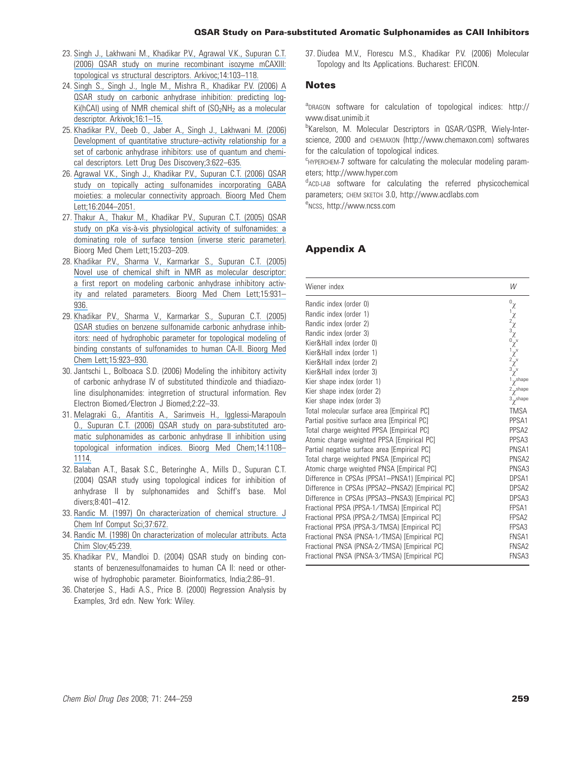23. Singh J., Lakhwani M., Khadikar P.V., Agrawal V.K., Supuran C.T. (2006) QSAR study on murine recombinant isozyme mCAXIII: topological vs structural descriptors. Arkivoc;14:103–118.
24. Singh S., Singh J., Ingle M., Mishra R., Khadikar P.V. (2006) A QSAR study on carbonic anhydrase inhibition: predicting log-Ki(hCAI) using of NMR chemical shift of ($SO_2NH_2$ as a molecular descriptor. Arkivok;16:1–15.
25. Khadikar P.V., Deeb O., Jaber A., Singh J., Lakhwani M. (2006) Development of quantitative structure–activity relationship for a set of carbonic anhydrase inhibitors: use of quantum and chemical descriptors. Lett Drug Des Discovery;3:622–635.
26. Agrawal V.K., Singh J., Khadikar P.V., Supuran C.T. (2006) QSAR study on topically acting sulfonamides incorporating GABA moieties: a molecular connectivity approach. Bioorg Med Chem Lett;16:2044–2051.
27. Thakur A., Thakur M., Khadikar P.V., Supuran C.T. (2005) QSAR study on pKa vis-à-vis physiological activity of sulfonamides: a dominating role of surface tension (inverse steric parameter). Bioorg Med Chem Lett;15:203–209.
28. Khadikar P.V., Sharma V., Karmarkar S., Supuran C.T. (2005) Novel use of chemical shift in NMR as molecular descriptor: a first report on modeling carbonic anhydrase inhibitory activity and related parameters. Bioorg Med Chem Lett;15:931–936.
29. Khadikar P.V., Sharma V., Karmarkar S., Supuran C.T. (2005) QSAR studies on benzene sulfonamide carbonic anhydrase inhibitors: need of hydrophobic parameter for topological modeling of binding constants of sulfonamides to human CA-II. Bioorg Med Chem Lett;15:923–930.
30. Jantschi L., Bolboaca S.D. (2006) Modeling the inhibitory activity of carbonic anhydrase IV of substituted thindizole and thiadiazoline disulphonamides: integrretion of structural information. Rev Electron Biomed/Electron J Biomed;2:22–33.
31. Melagraki G., Afantitis A., Sarimveis H., Igglessi-Marapouln O., Supuran C.T. (2006) QSAR study on para-substituted aromatic sulphonamides as carbonic anhydrase II inhibition using topological information indices. Bioorg Med Chem;14:1108–1114.
32. Balaban A.T., Basak S.C., Beteringhe A., Mills D., Supuran C.T. (2004) QSAR study using topological indices for inhibition of anhydrase II by sulphonamides and Schiff's base. Mol divers;8:401–412.
33. Randic M. (1997) On characterization of chemical structure. J Chem Inf Comput Sci;37:672.
34. Randic M. (1998) On characterization of molecular attributs. Acta Chim Slov;45:239.
35. Khadikar P.V., Mandloi D. (2004) QSAR study on binding constants of benzenesulfonamaides to human CA II: need or otherwise of hydrophobic parameter. Bioinformatics, India;2:86–91.
36. Chaterjee S., Hadi A.S., Price B. (2000) Regression Analysis by Examples, 3rd edn. New York: Wiley.
37. Diudea M.V., Florescu M.S., Khadikar P.V. (2006) Molecular Topology and Its Applications. Bucharest: EFICON.

## Notes

[a]DRAGON software for calculation of topological indices: http://www.disat.unimib.it

[b]Karelson, M. Molecular Descriptors in QSAR/QSPR, Wiely-Interscience, 2000 and CHEMAXON (http://www.chemaxon.com) softwares for the calculation of topological indices.

[c]HYPERCHEM-7 software for calculating the molecular modeling parameters; http://www.hyper.com

[d]ACD-LAB software for calculating the referred physicochemical parameters; CHEM SKETCH 3.0, http://www.acdlabs.com

[e]NCSS, http://www.ncss.com

## Appendix A

| Wiener index | $W$ |
|---|---|
| Randic index (order 0) | ${}^{0}\chi$ |
| Randic index (order 1) | ${}^{1}\chi$ |
| Randic index (order 2) | ${}^{2}\chi$ |
| Randic index (order 3) | ${}^{3}\chi$ |
| Kier&Hall index (order 0) | ${}^{0}\chi^{v}$ |
| Kier&Hall index (order 1) | ${}^{1}\chi^{v}$ |
| Kier&Hall index (order 2) | ${}^{2}\chi^{v}$ |
| Kier&Hall index (order 3) | ${}^{3}\chi^{v}$ |
| Kier shape index (order 1) | ${}^{1}\chi^{shape}$ |
| Kier shape index (order 2) | ${}^{2}\chi^{shape}$ |
| Kier shape index (order 3) | ${}^{3}\chi^{shape}$ |
| Total molecular surface area [Empirical PC] | TMSA |
| Partial positive surface area [Empirical PC] | PPSA1 |
| Total charge weighted PPSA [Empirical PC] | PPSA2 |
| Atomic charge weighted PPSA [Empirical PC] | PPSA3 |
| Partial negative surface area [Empirical PC] | PNSA1 |
| Total charge weighted PNSA [Empirical PC] | PNSA2 |
| Atomic charge weighted PNSA [Empirical PC] | PNSA3 |
| Difference in CPSAs (PPSA1–PNSA1) [Empirical PC] | DPSA1 |
| Difference in CPSAs (PPSA2–PNSA2) [Empirical PC] | DPSA2 |
| Difference in CPSAs (PPSA3–PNSA3) [Empirical PC] | DPSA3 |
| Fractional PPSA (PPSA-1/TMSA) [Empirical PC] | FPSA1 |
| Fractional PPSA (PPSA-2/TMSA) [Empirical PC] | FPSA2 |
| Fractional PPSA (PPSA-3/TMSA) [Empirical PC] | FPSA3 |
| Fractional PNSA (PNSA-1/TMSA) [Empirical PC] | FNSA1 |
| Fractional PNSA (PNSA-2/TMSA) [Empirical PC] | FNSA2 |
| Fractional PNSA (PNSA-3/TMSA) [Empirical PC] | FNSA3 |